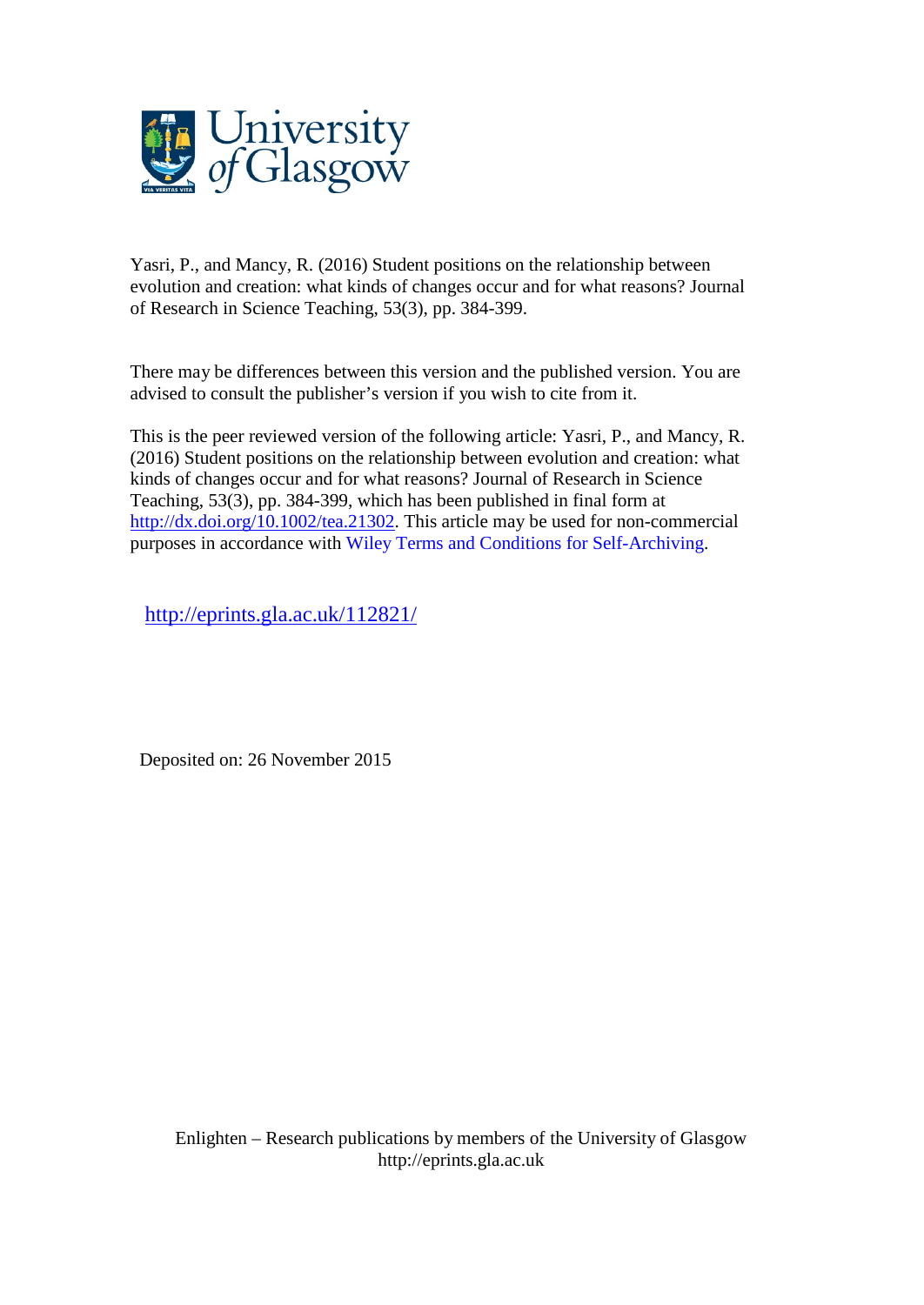University of Glasgow

Yasri, P., and Mancy, R. (2016) Student positions on the relationship between evolution and creation: what kinds of changes occur and for what reasons? Journal of Research in Science Teaching, 53(3), pp. 384-399.

There may be differences between this version and the published version. You are advised to consult the publisher's version if you wish to cite from it.

This is the peer reviewed version of the following article: Yasri, P., and Mancy, R. (2016) Student positions on the relationship between evolution and creation: what kinds of changes occur and for what reasons? Journal of Research in Science Teaching, 53(3), pp. 384-399, which has been published in final form at http://dx.doi.org/10.1002/tea.21302. This article may be used for non-commercial purposes in accordance with Wiley Terms and Conditions for Self-Archiving.

http://eprints.gla.ac.uk/112821/

Deposited on: 26 November 2015

Enlighten – Research publications by members of the University of Glasgow
http://eprints.gla.ac.uk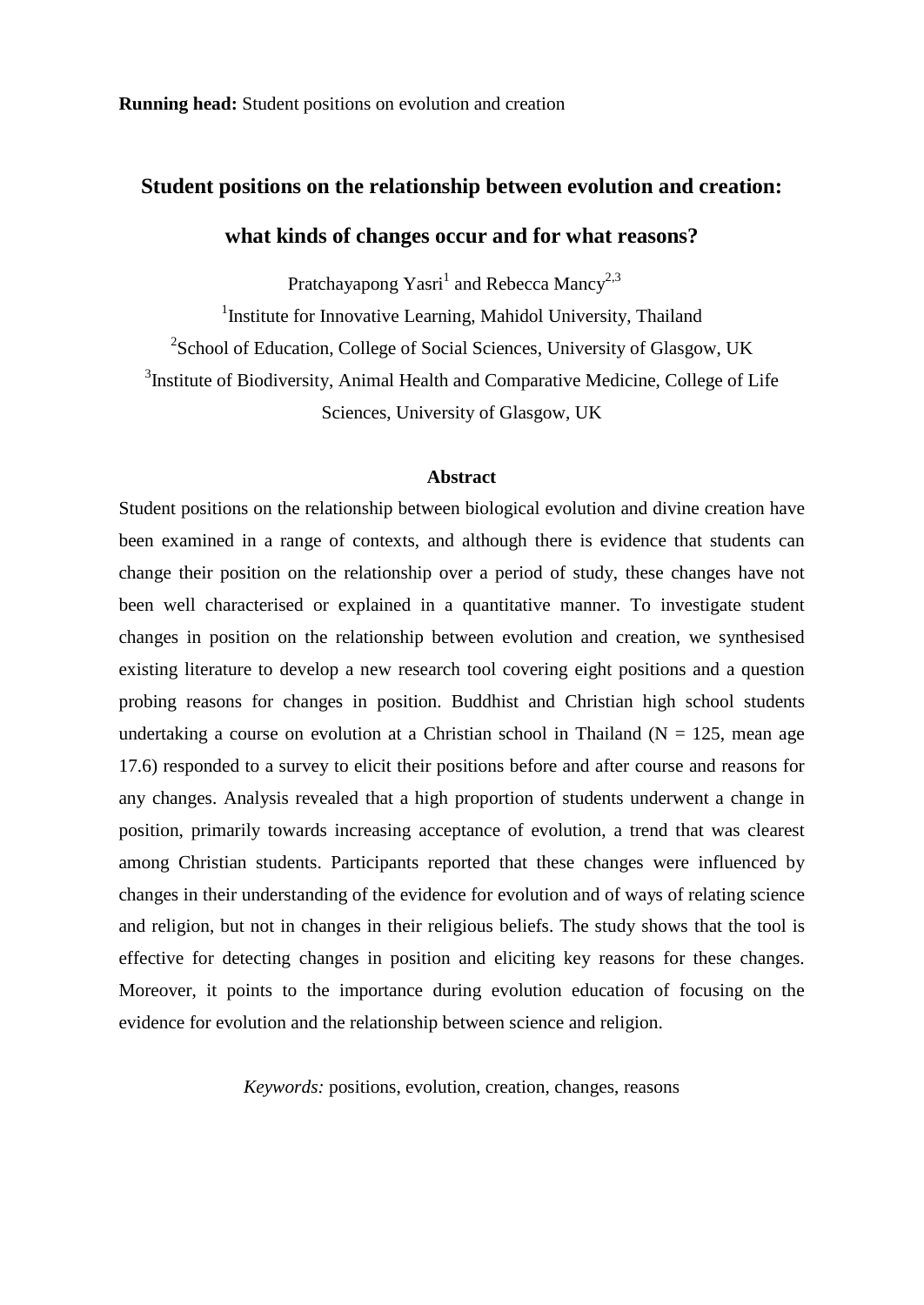**Running head:** Student positions on evolution and creation

# Student positions on the relationship between evolution and creation: what kinds of changes occur and for what reasons?

Pratchayapong Yasri[1] and Rebecca Mancy[2,3]

[1]Institute for Innovative Learning, Mahidol University, Thailand

[2]School of Education, College of Social Sciences, University of Glasgow, UK

[3]Institute of Biodiversity, Animal Health and Comparative Medicine, College of Life Sciences, University of Glasgow, UK

## Abstract

Student positions on the relationship between biological evolution and divine creation have been examined in a range of contexts, and although there is evidence that students can change their position on the relationship over a period of study, these changes have not been well characterised or explained in a quantitative manner. To investigate student changes in position on the relationship between evolution and creation, we synthesised existing literature to develop a new research tool covering eight positions and a question probing reasons for changes in position. Buddhist and Christian high school students undertaking a course on evolution at a Christian school in Thailand (N = 125, mean age 17.6) responded to a survey to elicit their positions before and after course and reasons for any changes. Analysis revealed that a high proportion of students underwent a change in position, primarily towards increasing acceptance of evolution, a trend that was clearest among Christian students. Participants reported that these changes were influenced by changes in their understanding of the evidence for evolution and of ways of relating science and religion, but not in changes in their religious beliefs. The study shows that the tool is effective for detecting changes in position and eliciting key reasons for these changes. Moreover, it points to the importance during evolution education of focusing on the evidence for evolution and the relationship between science and religion.

*Keywords:* positions, evolution, creation, changes, reasons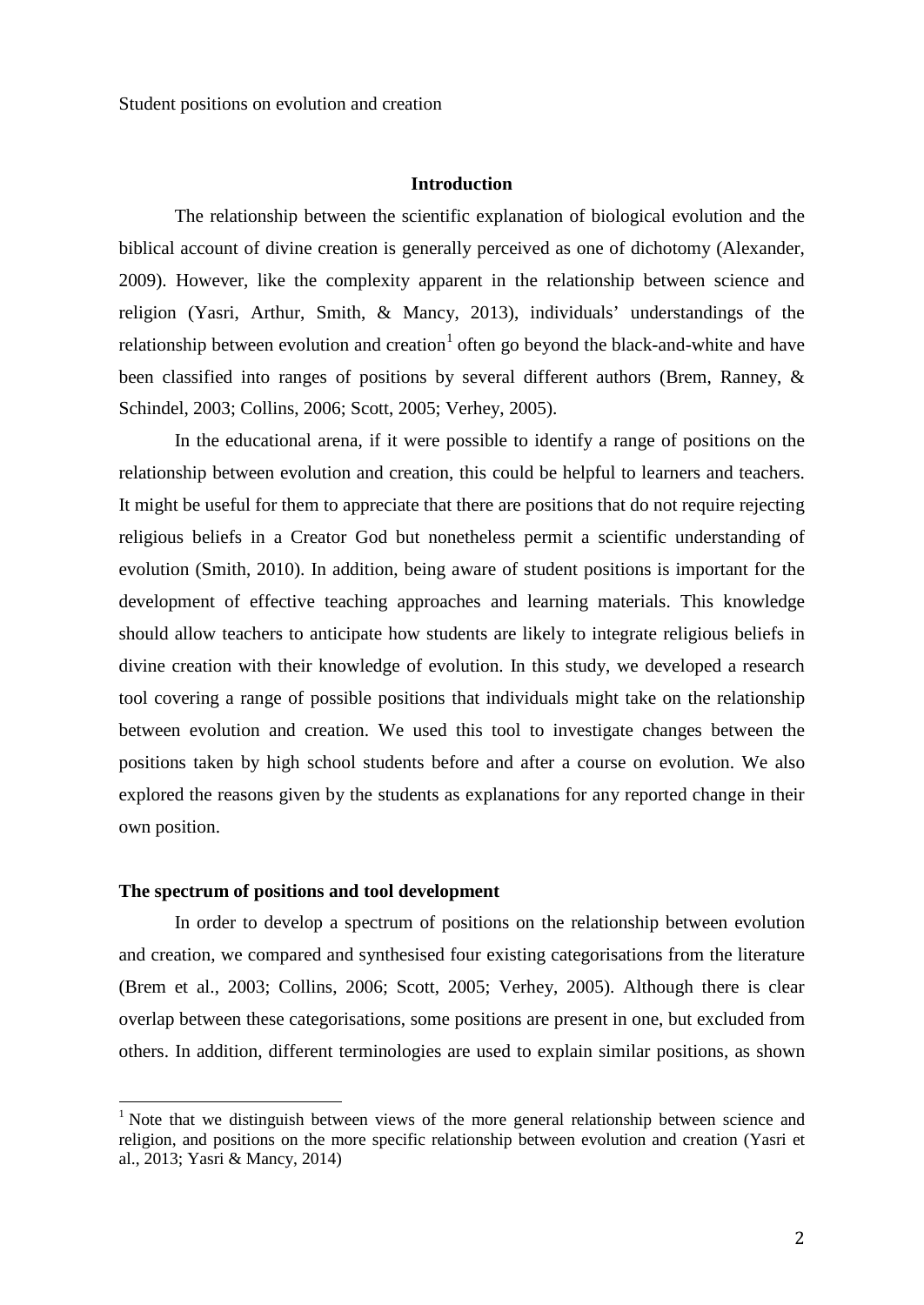Student positions on evolution and creation

## Introduction

The relationship between the scientific explanation of biological evolution and the biblical account of divine creation is generally perceived as one of dichotomy (Alexander, 2009). However, like the complexity apparent in the relationship between science and religion (Yasri, Arthur, Smith, & Mancy, 2013), individuals' understandings of the relationship between evolution and creation[1] often go beyond the black-and-white and have been classified into ranges of positions by several different authors (Brem, Ranney, & Schindel, 2003; Collins, 2006; Scott, 2005; Verhey, 2005).

In the educational arena, if it were possible to identify a range of positions on the relationship between evolution and creation, this could be helpful to learners and teachers. It might be useful for them to appreciate that there are positions that do not require rejecting religious beliefs in a Creator God but nonetheless permit a scientific understanding of evolution (Smith, 2010). In addition, being aware of student positions is important for the development of effective teaching approaches and learning materials. This knowledge should allow teachers to anticipate how students are likely to integrate religious beliefs in divine creation with their knowledge of evolution. In this study, we developed a research tool covering a range of possible positions that individuals might take on the relationship between evolution and creation. We used this tool to investigate changes between the positions taken by high school students before and after a course on evolution. We also explored the reasons given by the students as explanations for any reported change in their own position.

### The spectrum of positions and tool development

In order to develop a spectrum of positions on the relationship between evolution and creation, we compared and synthesised four existing categorisations from the literature (Brem et al., 2003; Collins, 2006; Scott, 2005; Verhey, 2005). Although there is clear overlap between these categorisations, some positions are present in one, but excluded from others. In addition, different terminologies are used to explain similar positions, as shown

[1] Note that we distinguish between views of the more general relationship between science and religion, and positions on the more specific relationship between evolution and creation (Yasri et al., 2013; Yasri & Mancy, 2014)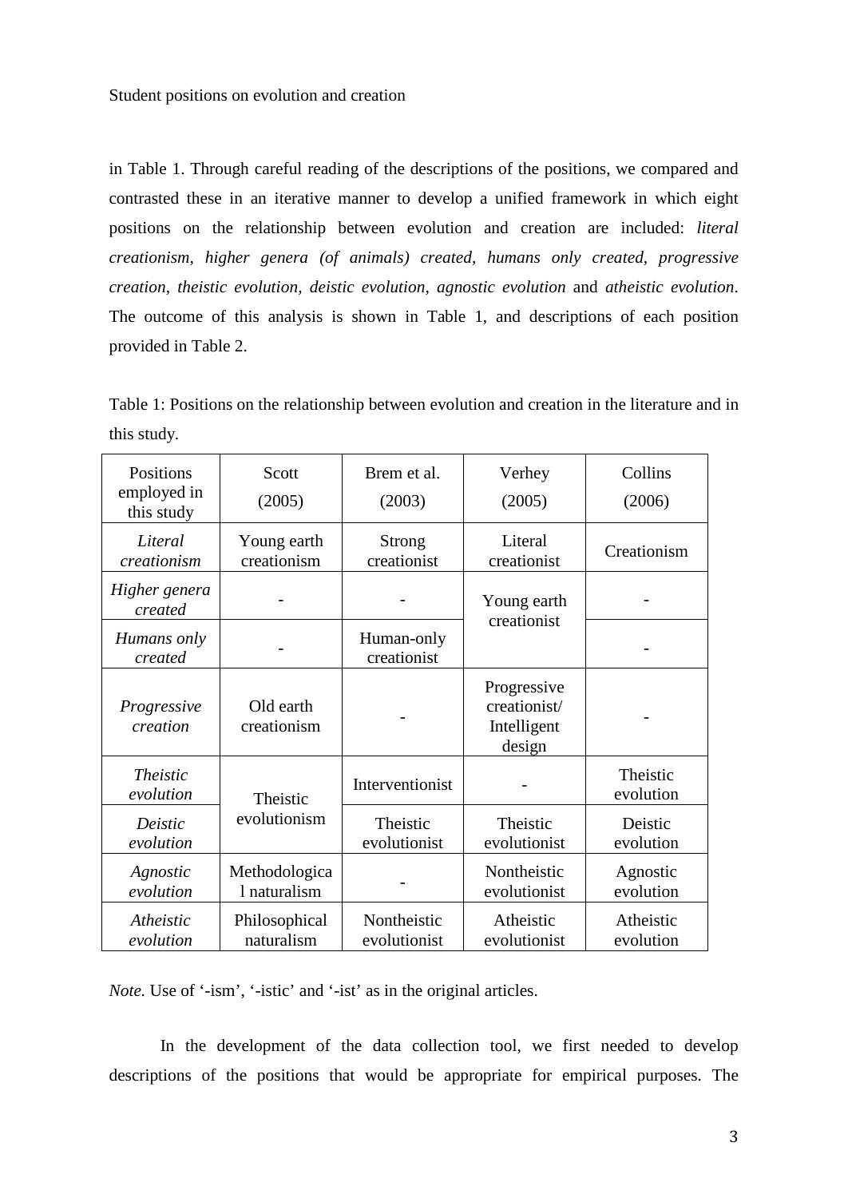in Table 1. Through careful reading of the descriptions of the positions, we compared and contrasted these in an iterative manner to develop a unified framework in which eight positions on the relationship between evolution and creation are included: *literal creationism*, *higher genera (of animals) created*, *humans only created*, *progressive creation*, *theistic evolution*, *deistic evolution*, *agnostic evolution* and *atheistic evolution*. The outcome of this analysis is shown in Table 1, and descriptions of each position provided in Table 2.

Table 1: Positions on the relationship between evolution and creation in the literature and in this study.

| Positions employed in this study | Scott (2005) | Brem et al. (2003) | Verhey (2005) | Collins (2006) |
|---|---|---|---|---|
| *Literal creationism* | Young earth creationism | Strong creationist | Literal creationist | Creationism |
| *Higher genera created* | - | - | Young earth creationist | - |
| *Humans only created* | - | Human-only creationist | | - |
| *Progressive creation* | Old earth creationism | - | Progressive creationist/ Intelligent design | - |
| *Theistic evolution* | Theistic evolutionism | Interventionist | - | Theistic evolution |
| *Deistic evolution* | | Theistic evolutionist | Theistic evolutionist | Deistic evolution |
| *Agnostic evolution* | Methodological naturalism | - | Nontheistic evolutionist | Agnostic evolution |
| *Atheistic evolution* | Philosophical naturalism | Nontheistic evolutionist | Atheistic evolutionist | Atheistic evolution |

*Note.* Use of '-ism', '-istic' and '-ist' as in the original articles.

In the development of the data collection tool, we first needed to develop descriptions of the positions that would be appropriate for empirical purposes. The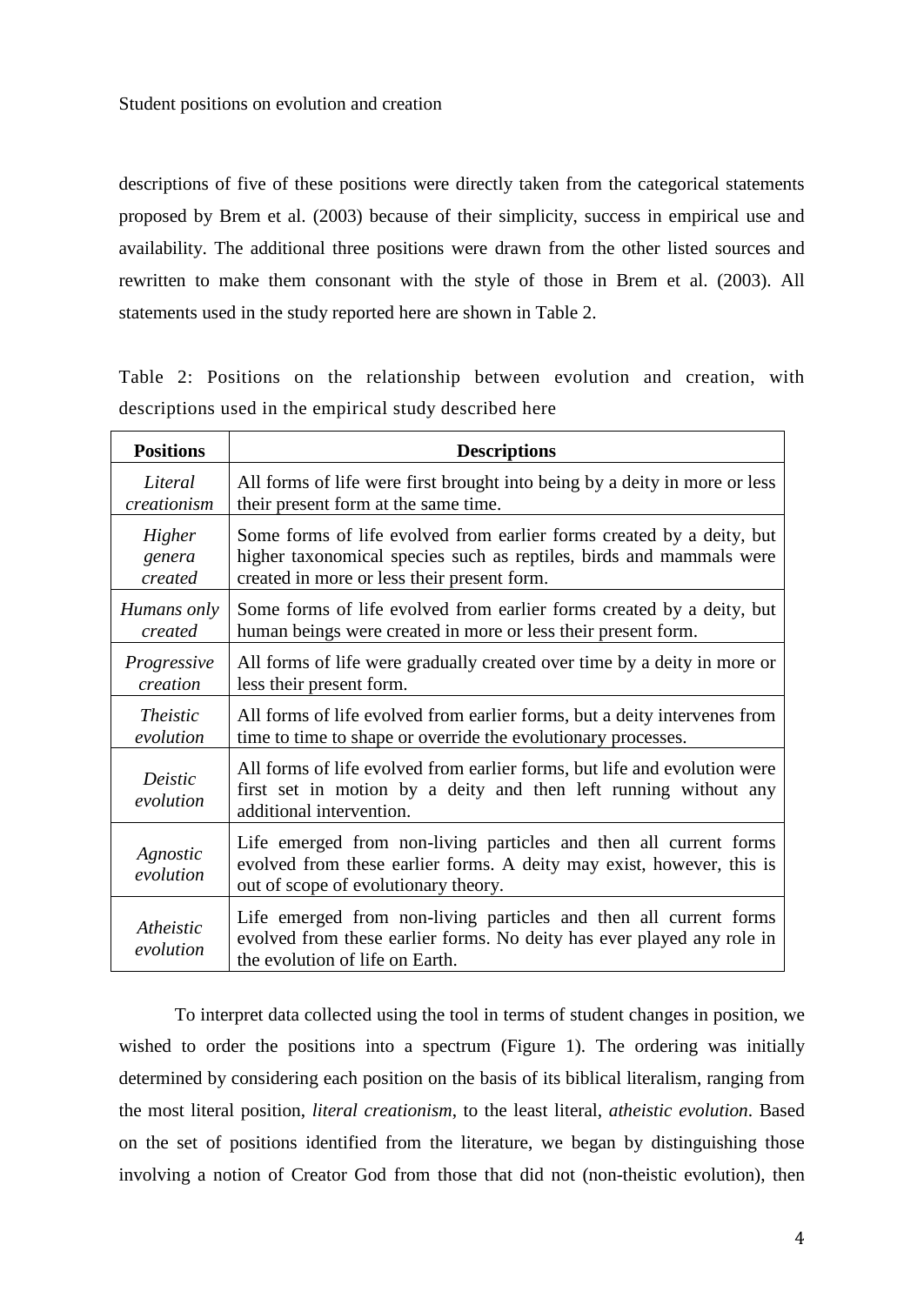descriptions of five of these positions were directly taken from the categorical statements proposed by Brem et al. (2003) because of their simplicity, success in empirical use and availability. The additional three positions were drawn from the other listed sources and rewritten to make them consonant with the style of those in Brem et al. (2003). All statements used in the study reported here are shown in Table 2.

Table 2: Positions on the relationship between evolution and creation, with descriptions used in the empirical study described here

| **Positions** | **Descriptions** |
|---|---|
| *Literal creationism* | All forms of life were first brought into being by a deity in more or less their present form at the same time. |
| *Higher genera created* | Some forms of life evolved from earlier forms created by a deity, but higher taxonomical species such as reptiles, birds and mammals were created in more or less their present form. |
| *Humans only created* | Some forms of life evolved from earlier forms created by a deity, but human beings were created in more or less their present form. |
| *Progressive creation* | All forms of life were gradually created over time by a deity in more or less their present form. |
| *Theistic evolution* | All forms of life evolved from earlier forms, but a deity intervenes from time to time to shape or override the evolutionary processes. |
| *Deistic evolution* | All forms of life evolved from earlier forms, but life and evolution were first set in motion by a deity and then left running without any additional intervention. |
| *Agnostic evolution* | Life emerged from non-living particles and then all current forms evolved from these earlier forms. A deity may exist, however, this is out of scope of evolutionary theory. |
| *Atheistic evolution* | Life emerged from non-living particles and then all current forms evolved from these earlier forms. No deity has ever played any role in the evolution of life on Earth. |

To interpret data collected using the tool in terms of student changes in position, we wished to order the positions into a spectrum (Figure 1). The ordering was initially determined by considering each position on the basis of its biblical literalism, ranging from the most literal position, *literal creationism*, to the least literal, *atheistic evolution*. Based on the set of positions identified from the literature, we began by distinguishing those involving a notion of Creator God from those that did not (non-theistic evolution), then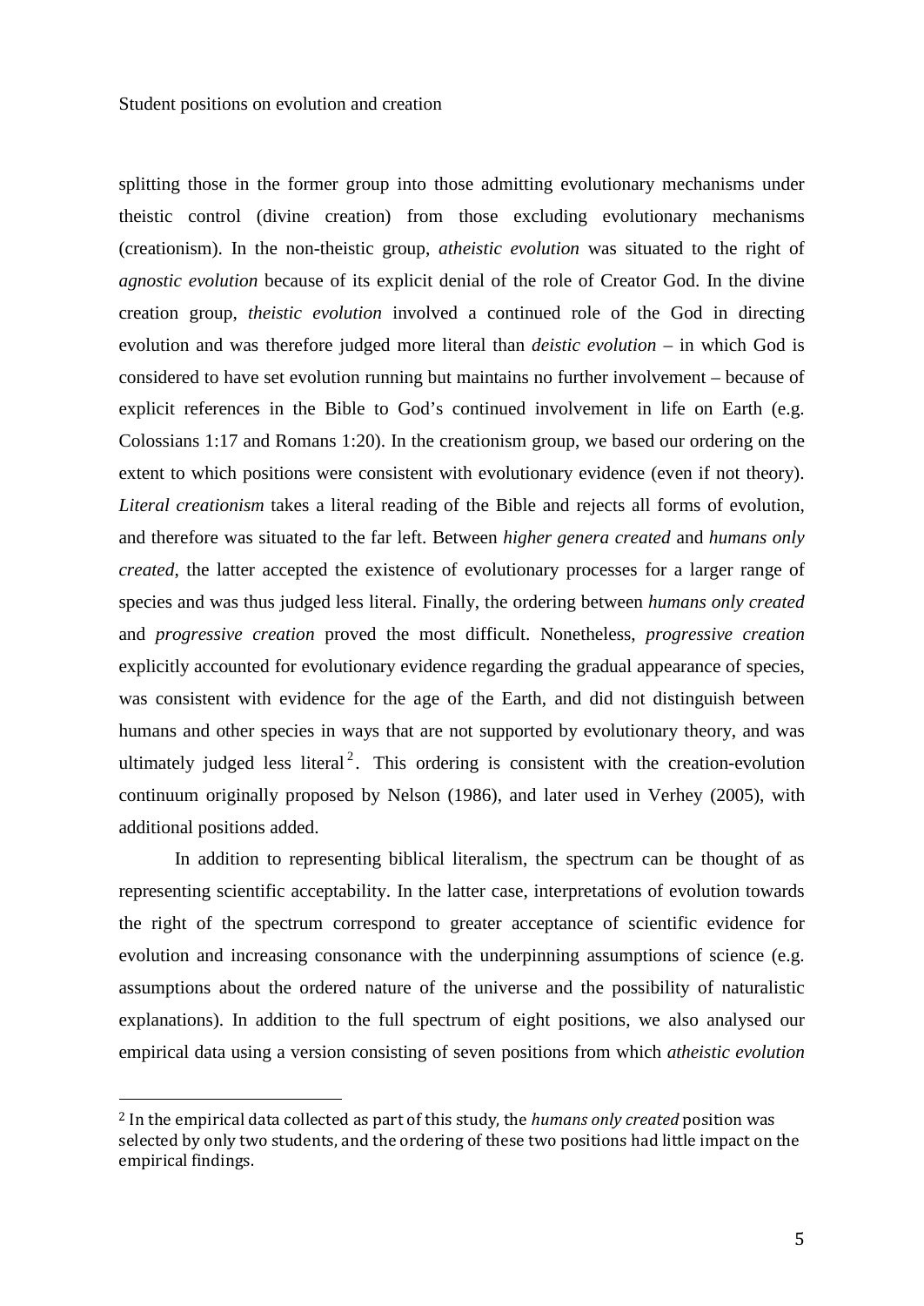splitting those in the former group into those admitting evolutionary mechanisms under theistic control (divine creation) from those excluding evolutionary mechanisms (creationism). In the non-theistic group, *atheistic evolution* was situated to the right of *agnostic evolution* because of its explicit denial of the role of Creator God. In the divine creation group, *theistic evolution* involved a continued role of the God in directing evolution and was therefore judged more literal than *deistic evolution* – in which God is considered to have set evolution running but maintains no further involvement – because of explicit references in the Bible to God's continued involvement in life on Earth (e.g. Colossians 1:17 and Romans 1:20). In the creationism group, we based our ordering on the extent to which positions were consistent with evolutionary evidence (even if not theory). *Literal creationism* takes a literal reading of the Bible and rejects all forms of evolution, and therefore was situated to the far left. Between *higher genera created* and *humans only created*, the latter accepted the existence of evolutionary processes for a larger range of species and was thus judged less literal. Finally, the ordering between *humans only created* and *progressive creation* proved the most difficult. Nonetheless, *progressive creation* explicitly accounted for evolutionary evidence regarding the gradual appearance of species, was consistent with evidence for the age of the Earth, and did not distinguish between humans and other species in ways that are not supported by evolutionary theory, and was ultimately judged less literal[2]. This ordering is consistent with the creation-evolution continuum originally proposed by Nelson (1986), and later used in Verhey (2005), with additional positions added.

In addition to representing biblical literalism, the spectrum can be thought of as representing scientific acceptability. In the latter case, interpretations of evolution towards the right of the spectrum correspond to greater acceptance of scientific evidence for evolution and increasing consonance with the underpinning assumptions of science (e.g. assumptions about the ordered nature of the universe and the possibility of naturalistic explanations). In addition to the full spectrum of eight positions, we also analysed our empirical data using a version consisting of seven positions from which *atheistic evolution*

[2] In the empirical data collected as part of this study, the *humans only created* position was selected by only two students, and the ordering of these two positions had little impact on the empirical findings.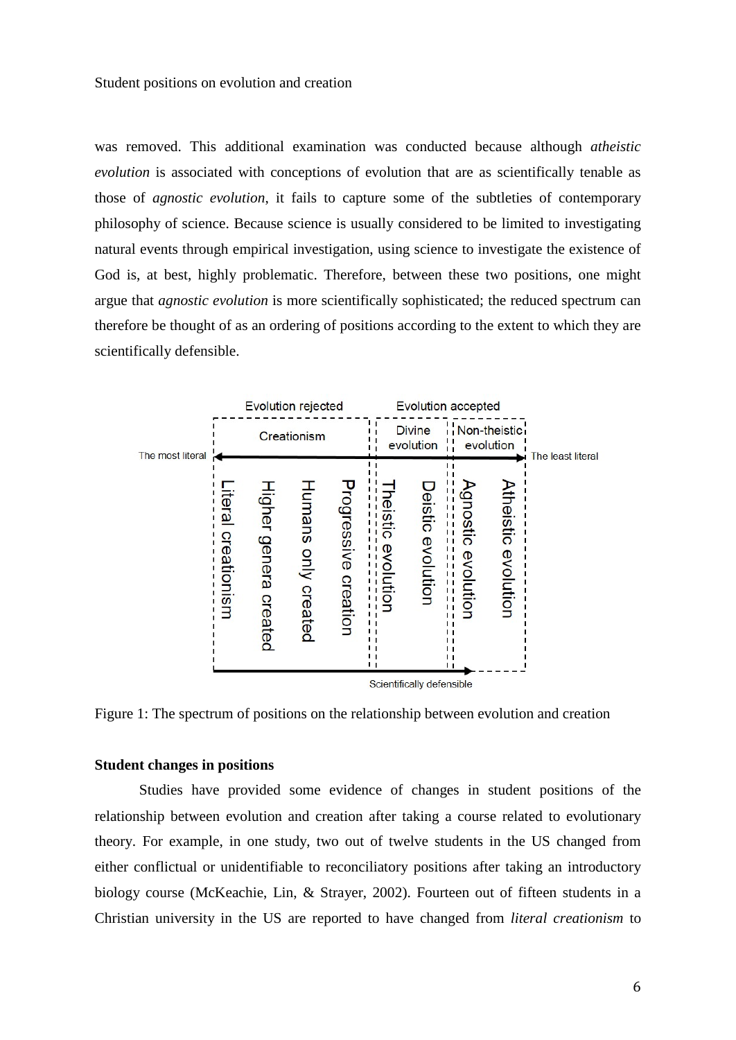was removed. This additional examination was conducted because although *atheistic evolution* is associated with conceptions of evolution that are as scientifically tenable as those of *agnostic evolution*, it fails to capture some of the subtleties of contemporary philosophy of science. Because science is usually considered to be limited to investigating natural events through empirical investigation, using science to investigate the existence of God is, at best, highly problematic. Therefore, between these two positions, one might argue that *agnostic evolution* is more scientifically sophisticated; the reduced spectrum can therefore be thought of as an ordering of positions according to the extent to which they are scientifically defensible.

Figure 1: The spectrum of positions on the relationship between evolution and creation

**Student changes in positions**

Studies have provided some evidence of changes in student positions of the relationship between evolution and creation after taking a course related to evolutionary theory. For example, in one study, two out of twelve students in the US changed from either conflictual or unidentifiable to reconciliatory positions after taking an introductory biology course (McKeachie, Lin, & Strayer, 2002). Fourteen out of fifteen students in a Christian university in the US are reported to have changed from *literal creationism* to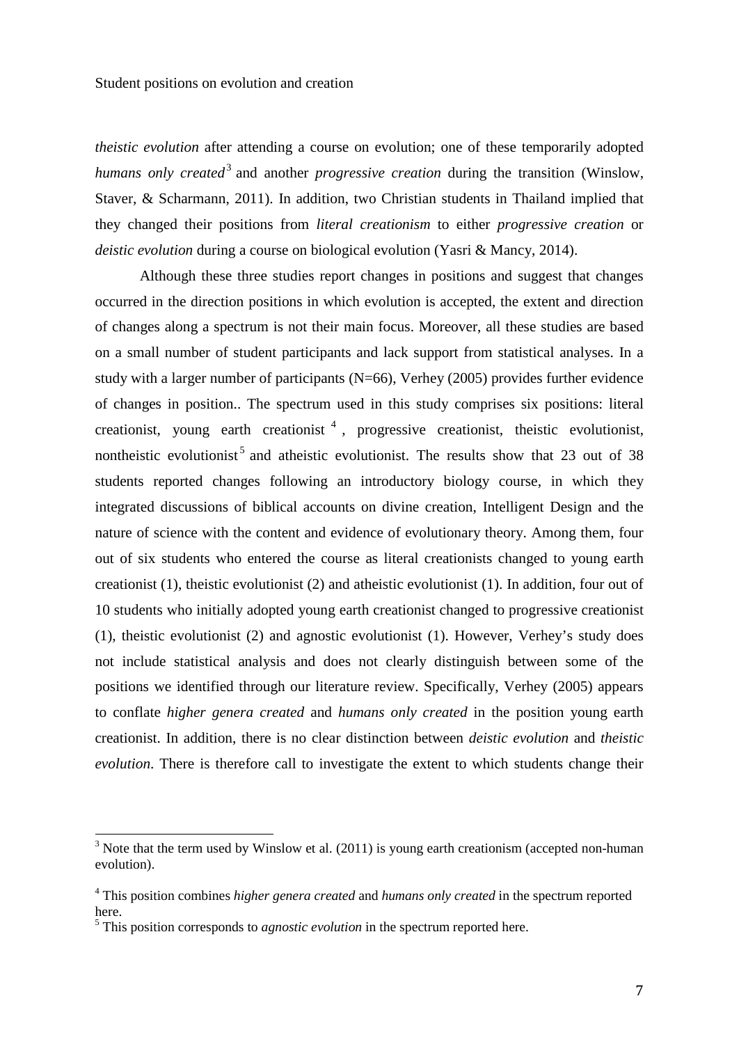*theistic evolution* after attending a course on evolution; one of these temporarily adopted *humans only created*[3] and another *progressive creation* during the transition (Winslow, Staver, & Scharmann, 2011). In addition, two Christian students in Thailand implied that they changed their positions from *literal creationism* to either *progressive creation* or *deistic evolution* during a course on biological evolution (Yasri & Mancy, 2014).

Although these three studies report changes in positions and suggest that changes occurred in the direction positions in which evolution is accepted, the extent and direction of changes along a spectrum is not their main focus. Moreover, all these studies are based on a small number of student participants and lack support from statistical analyses. In a study with a larger number of participants (N=66), Verhey (2005) provides further evidence of changes in position.. The spectrum used in this study comprises six positions: literal creationist, young earth creationist[4], progressive creationist, theistic evolutionist, nontheistic evolutionist[5] and atheistic evolutionist. The results show that 23 out of 38 students reported changes following an introductory biology course, in which they integrated discussions of biblical accounts on divine creation, Intelligent Design and the nature of science with the content and evidence of evolutionary theory. Among them, four out of six students who entered the course as literal creationists changed to young earth creationist (1), theistic evolutionist (2) and atheistic evolutionist (1). In addition, four out of 10 students who initially adopted young earth creationist changed to progressive creationist (1), theistic evolutionist (2) and agnostic evolutionist (1). However, Verhey's study does not include statistical analysis and does not clearly distinguish between some of the positions we identified through our literature review. Specifically, Verhey (2005) appears to conflate *higher genera created* and *humans only created* in the position young earth creationist. In addition, there is no clear distinction between *deistic evolution* and *theistic evolution*. There is therefore call to investigate the extent to which students change their

[3] Note that the term used by Winslow et al. (2011) is young earth creationism (accepted non-human evolution).

[4] This position combines *higher genera created* and *humans only created* in the spectrum reported here.

[5] This position corresponds to *agnostic evolution* in the spectrum reported here.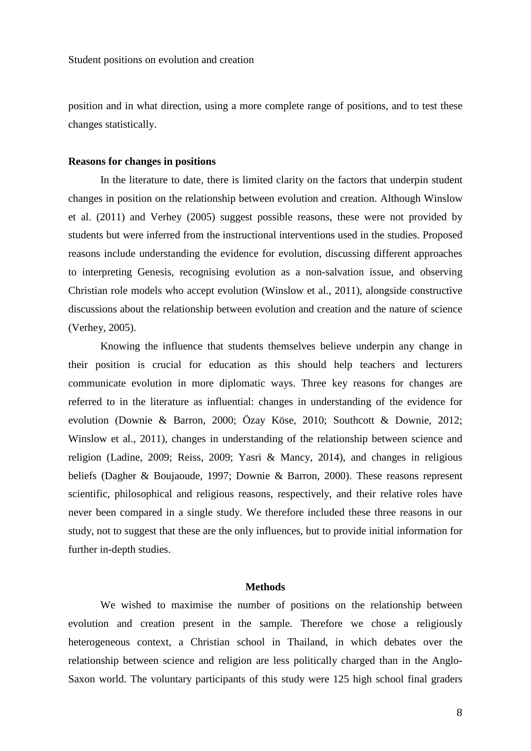position and in what direction, using a more complete range of positions, and to test these changes statistically.

### Reasons for changes in positions

In the literature to date, there is limited clarity on the factors that underpin student changes in position on the relationship between evolution and creation. Although Winslow et al. (2011) and Verhey (2005) suggest possible reasons, these were not provided by students but were inferred from the instructional interventions used in the studies. Proposed reasons include understanding the evidence for evolution, discussing different approaches to interpreting Genesis, recognising evolution as a non-salvation issue, and observing Christian role models who accept evolution (Winslow et al., 2011), alongside constructive discussions about the relationship between evolution and creation and the nature of science (Verhey, 2005).

Knowing the influence that students themselves believe underpin any change in their position is crucial for education as this should help teachers and lecturers communicate evolution in more diplomatic ways. Three key reasons for changes are referred to in the literature as influential: changes in understanding of the evidence for evolution (Downie & Barron, 2000; Özay Köse, 2010; Southcott & Downie, 2012; Winslow et al., 2011), changes in understanding of the relationship between science and religion (Ladine, 2009; Reiss, 2009; Yasri & Mancy, 2014), and changes in religious beliefs (Dagher & Boujaoude, 1997; Downie & Barron, 2000). These reasons represent scientific, philosophical and religious reasons, respectively, and their relative roles have never been compared in a single study. We therefore included these three reasons in our study, not to suggest that these are the only influences, but to provide initial information for further in-depth studies.

## Methods

We wished to maximise the number of positions on the relationship between evolution and creation present in the sample. Therefore we chose a religiously heterogeneous context, a Christian school in Thailand, in which debates over the relationship between science and religion are less politically charged than in the Anglo-Saxon world. The voluntary participants of this study were 125 high school final graders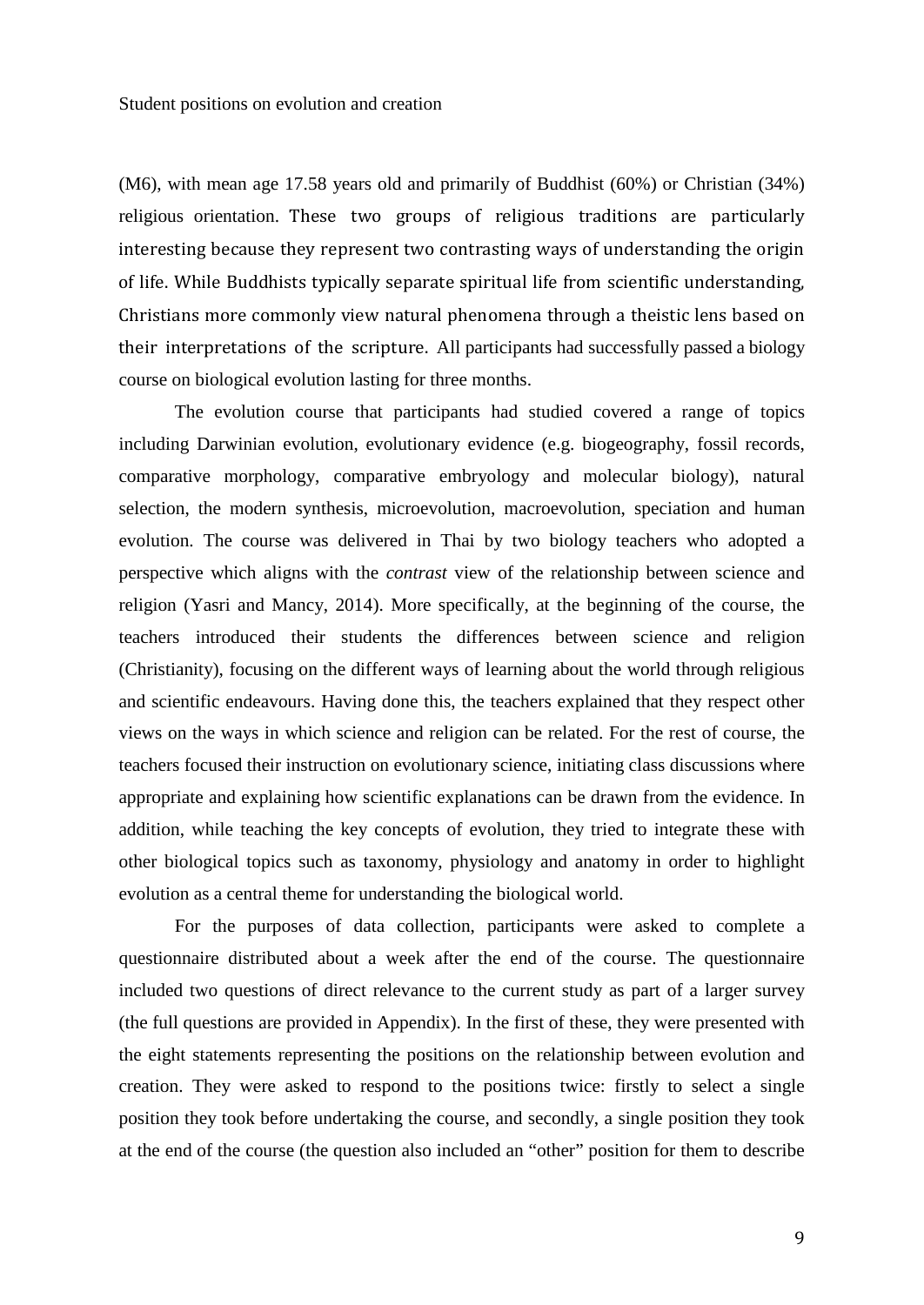(M6), with mean age 17.58 years old and primarily of Buddhist (60%) or Christian (34%) religious orientation. These two groups of religious traditions are particularly interesting because they represent two contrasting ways of understanding the origin of life. While Buddhists typically separate spiritual life from scientific understanding, Christians more commonly view natural phenomena through a theistic lens based on their interpretations of the scripture. All participants had successfully passed a biology course on biological evolution lasting for three months.

The evolution course that participants had studied covered a range of topics including Darwinian evolution, evolutionary evidence (e.g. biogeography, fossil records, comparative morphology, comparative embryology and molecular biology), natural selection, the modern synthesis, microevolution, macroevolution, speciation and human evolution. The course was delivered in Thai by two biology teachers who adopted a perspective which aligns with the *contrast* view of the relationship between science and religion (Yasri and Mancy, 2014). More specifically, at the beginning of the course, the teachers introduced their students the differences between science and religion (Christianity), focusing on the different ways of learning about the world through religious and scientific endeavours. Having done this, the teachers explained that they respect other views on the ways in which science and religion can be related. For the rest of course, the teachers focused their instruction on evolutionary science, initiating class discussions where appropriate and explaining how scientific explanations can be drawn from the evidence. In addition, while teaching the key concepts of evolution, they tried to integrate these with other biological topics such as taxonomy, physiology and anatomy in order to highlight evolution as a central theme for understanding the biological world.

For the purposes of data collection, participants were asked to complete a questionnaire distributed about a week after the end of the course. The questionnaire included two questions of direct relevance to the current study as part of a larger survey (the full questions are provided in Appendix). In the first of these, they were presented with the eight statements representing the positions on the relationship between evolution and creation. They were asked to respond to the positions twice: firstly to select a single position they took before undertaking the course, and secondly, a single position they took at the end of the course (the question also included an "other" position for them to describe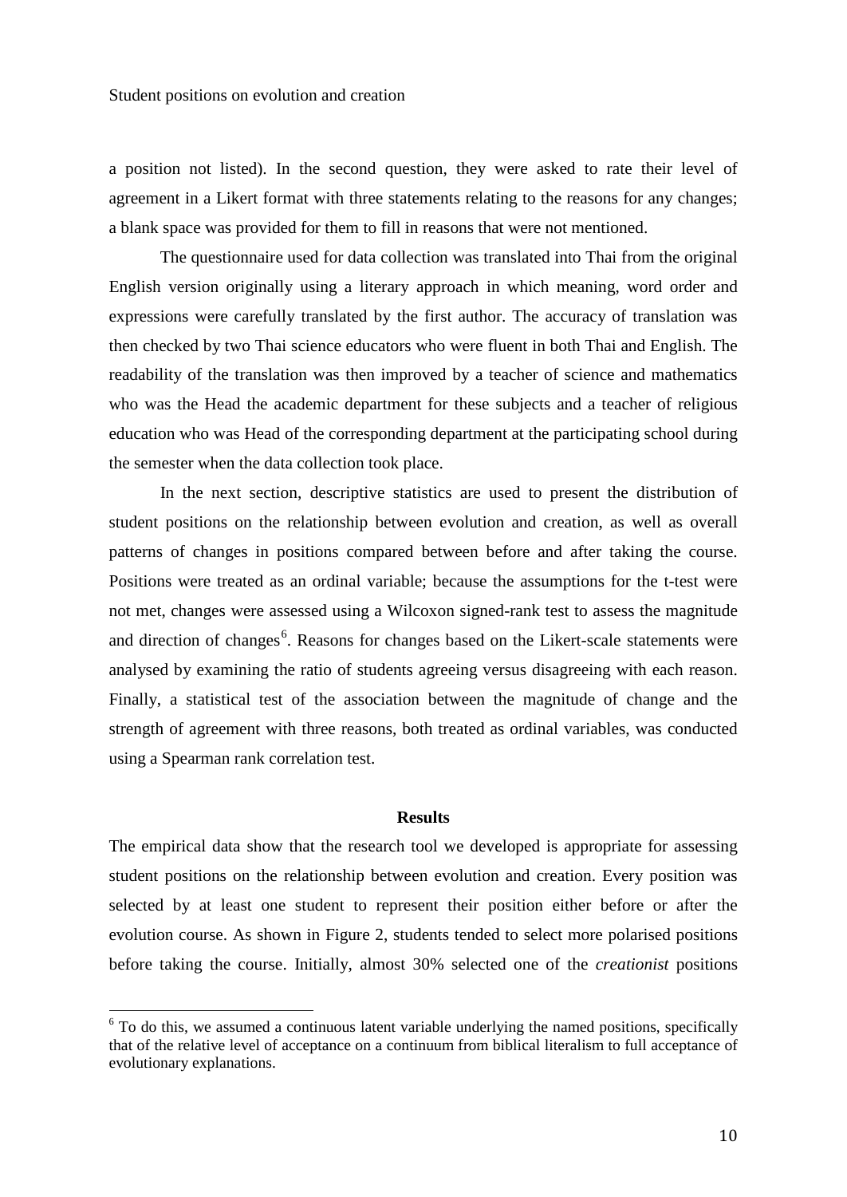a position not listed). In the second question, they were asked to rate their level of agreement in a Likert format with three statements relating to the reasons for any changes; a blank space was provided for them to fill in reasons that were not mentioned.

The questionnaire used for data collection was translated into Thai from the original English version originally using a literary approach in which meaning, word order and expressions were carefully translated by the first author. The accuracy of translation was then checked by two Thai science educators who were fluent in both Thai and English. The readability of the translation was then improved by a teacher of science and mathematics who was the Head the academic department for these subjects and a teacher of religious education who was Head of the corresponding department at the participating school during the semester when the data collection took place.

In the next section, descriptive statistics are used to present the distribution of student positions on the relationship between evolution and creation, as well as overall patterns of changes in positions compared between before and after taking the course. Positions were treated as an ordinal variable; because the assumptions for the t-test were not met, changes were assessed using a Wilcoxon signed-rank test to assess the magnitude and direction of changes[6]. Reasons for changes based on the Likert-scale statements were analysed by examining the ratio of students agreeing versus disagreeing with each reason. Finally, a statistical test of the association between the magnitude of change and the strength of agreement with three reasons, both treated as ordinal variables, was conducted using a Spearman rank correlation test.

## Results

The empirical data show that the research tool we developed is appropriate for assessing student positions on the relationship between evolution and creation. Every position was selected by at least one student to represent their position either before or after the evolution course. As shown in Figure 2, students tended to select more polarised positions before taking the course. Initially, almost 30% selected one of the *creationist* positions

[6] To do this, we assumed a continuous latent variable underlying the named positions, specifically that of the relative level of acceptance on a continuum from biblical literalism to full acceptance of evolutionary explanations.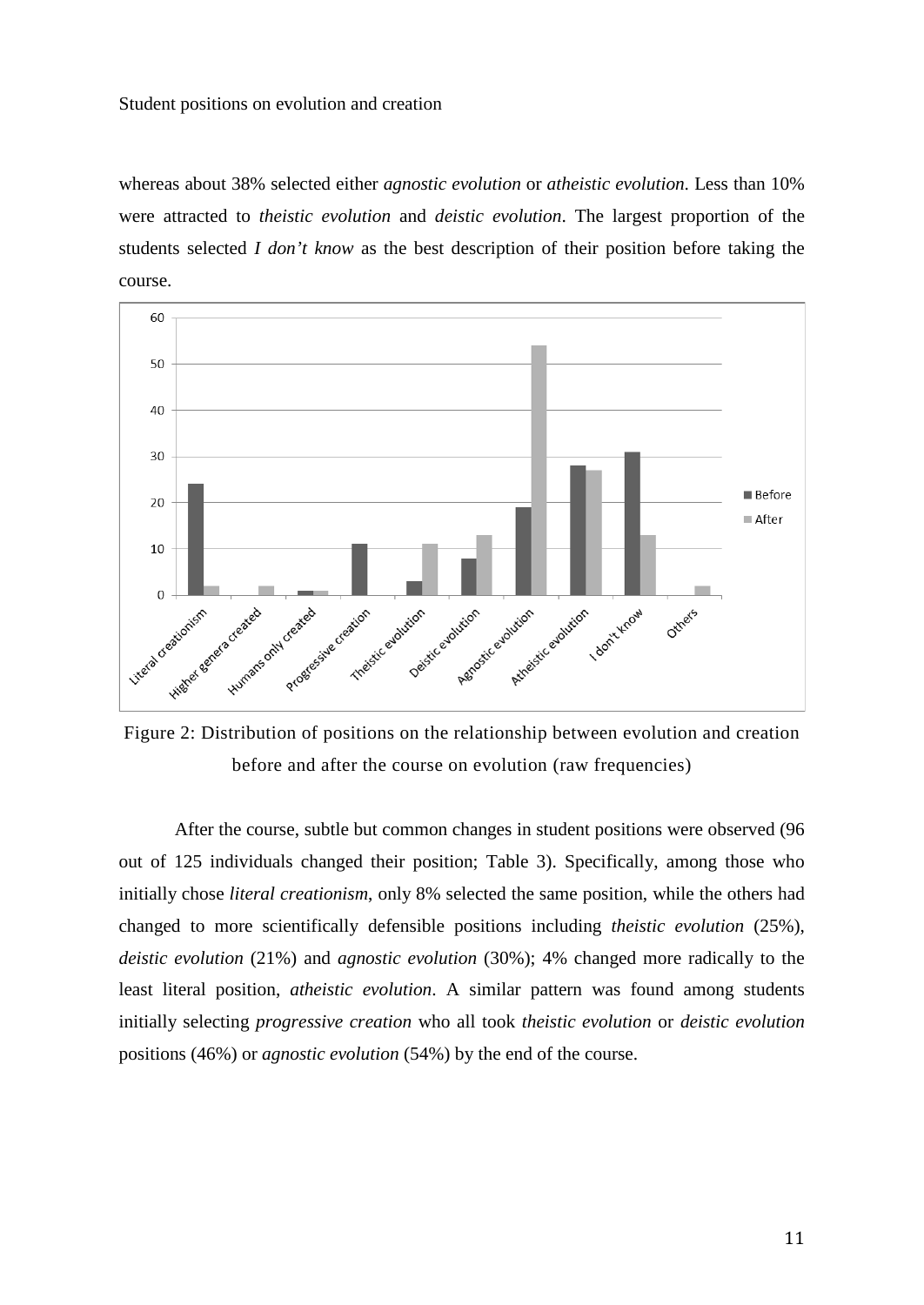whereas about 38% selected either *agnostic evolution* or *atheistic evolution*. Less than 10% were attracted to *theistic evolution* and *deistic evolution*. The largest proportion of the students selected *I don't know* as the best description of their position before taking the course.

Figure 2: Distribution of positions on the relationship between evolution and creation before and after the course on evolution (raw frequencies)

After the course, subtle but common changes in student positions were observed (96 out of 125 individuals changed their position; Table 3). Specifically, among those who initially chose *literal creationism*, only 8% selected the same position, while the others had changed to more scientifically defensible positions including *theistic evolution* (25%), *deistic evolution* (21%) and *agnostic evolution* (30%); 4% changed more radically to the least literal position, *atheistic evolution*. A similar pattern was found among students initially selecting *progressive creation* who all took *theistic evolution* or *deistic evolution* positions (46%) or *agnostic evolution* (54%) by the end of the course.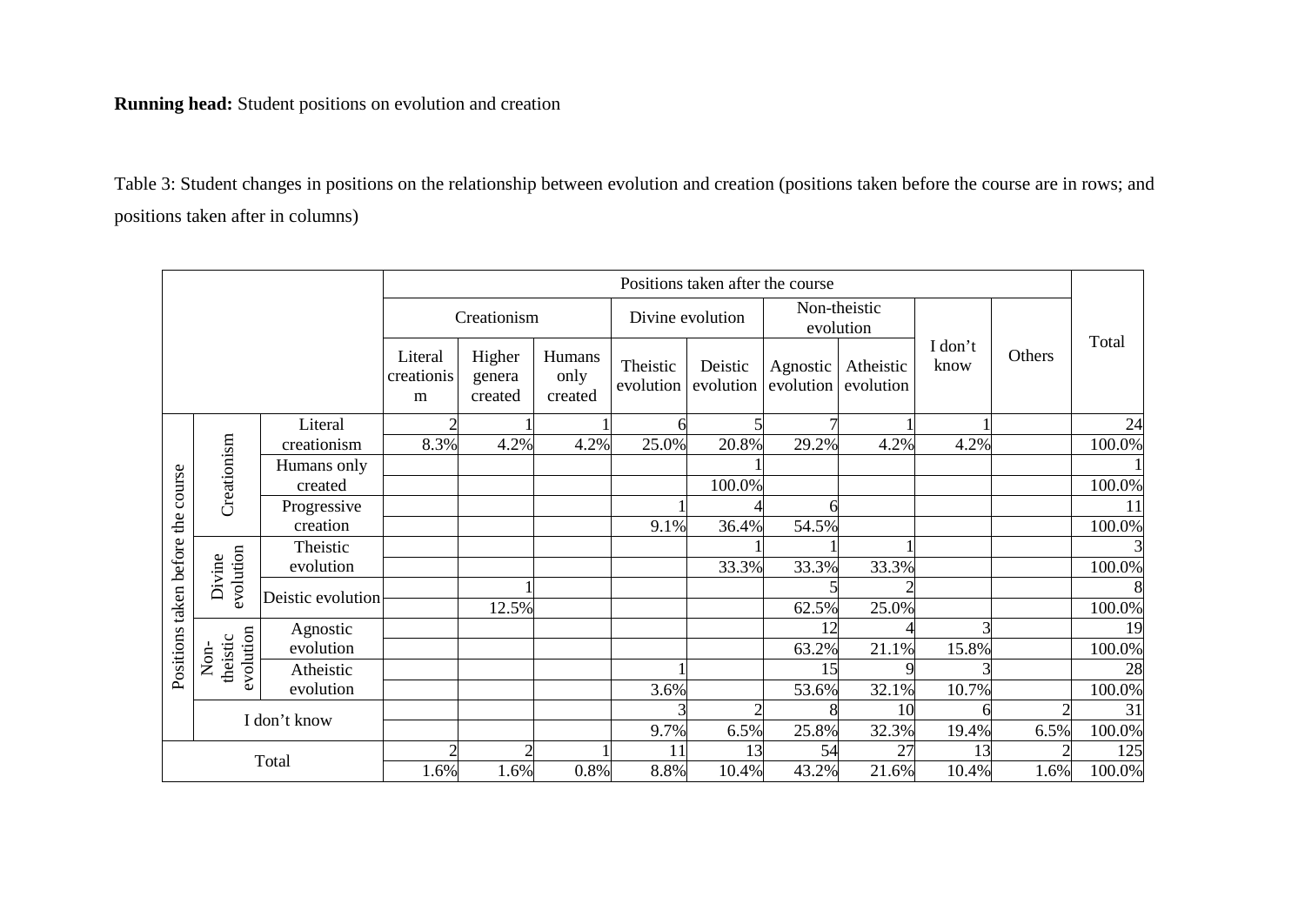Table 3: Student changes in positions on the relationship between evolution and creation (positions taken before the course are in rows; and positions taken after in columns)

| | | | Positions taken after the course | | | | | | | | | Total |
|---|---|---|---|---|---|---|---|---|---|---|---|---|
| | | | Creationism | | | Divine evolution | | Non-theistic evolution | | I don't know | Others | |
| | | | Literal creationism | Higher genera created | Humans only created | Theistic evolution | Deistic evolution | Agnostic evolution | Atheistic evolution | | | |
| Positions taken before the course | Creationism | Literal creationism | 2 | 1 | 1 | 6 | 5 | 7 | 1 | 1 | | 24 |
| | | | 8.3% | 4.2% | 4.2% | 25.0% | 20.8% | 29.2% | 4.2% | 4.2% | | 100.0% |
| | | Humans only created | | | | | 1 | | | | | 1 |
| | | | | | | | 100.0% | | | | | 100.0% |
| | | Progressive creation | | | | 1 | 4 | 6 | | | | 11 |
| | | | | | | 9.1% | 36.4% | 54.5% | | | | 100.0% |
| | Divine evolution | Theistic evolution | | | | | 1 | 1 | 1 | | | 3 |
| | | | | | | | 33.3% | 33.3% | 33.3% | | | 100.0% |
| | | Deistic evolution | | 1 | | | | 5 | 2 | | | 8 |
| | | | | 12.5% | | | | 62.5% | 25.0% | | | 100.0% |
| | Non-theistic evolution | Agnostic evolution | | | | | | 12 | 4 | 3 | | 19 |
| | | | | | | | | 63.2% | 21.1% | 15.8% | | 100.0% |
| | | Atheistic evolution | | | | 1 | | 15 | 9 | 3 | | 28 |
| | | | | | | 3.6% | | 53.6% | 32.1% | 10.7% | | 100.0% |
| | I don't know | | | | | 3 | 2 | 8 | 10 | 6 | 2 | 31 |
| | | | | | | 9.7% | 6.5% | 25.8% | 32.3% | 19.4% | 6.5% | 100.0% |
| Total | | | 2 | 2 | 1 | 11 | 13 | 54 | 27 | 13 | 2 | 125 |
| | | | 1.6% | 1.6% | 0.8% | 8.8% | 10.4% | 43.2% | 21.6% | 10.4% | 1.6% | 100.0% |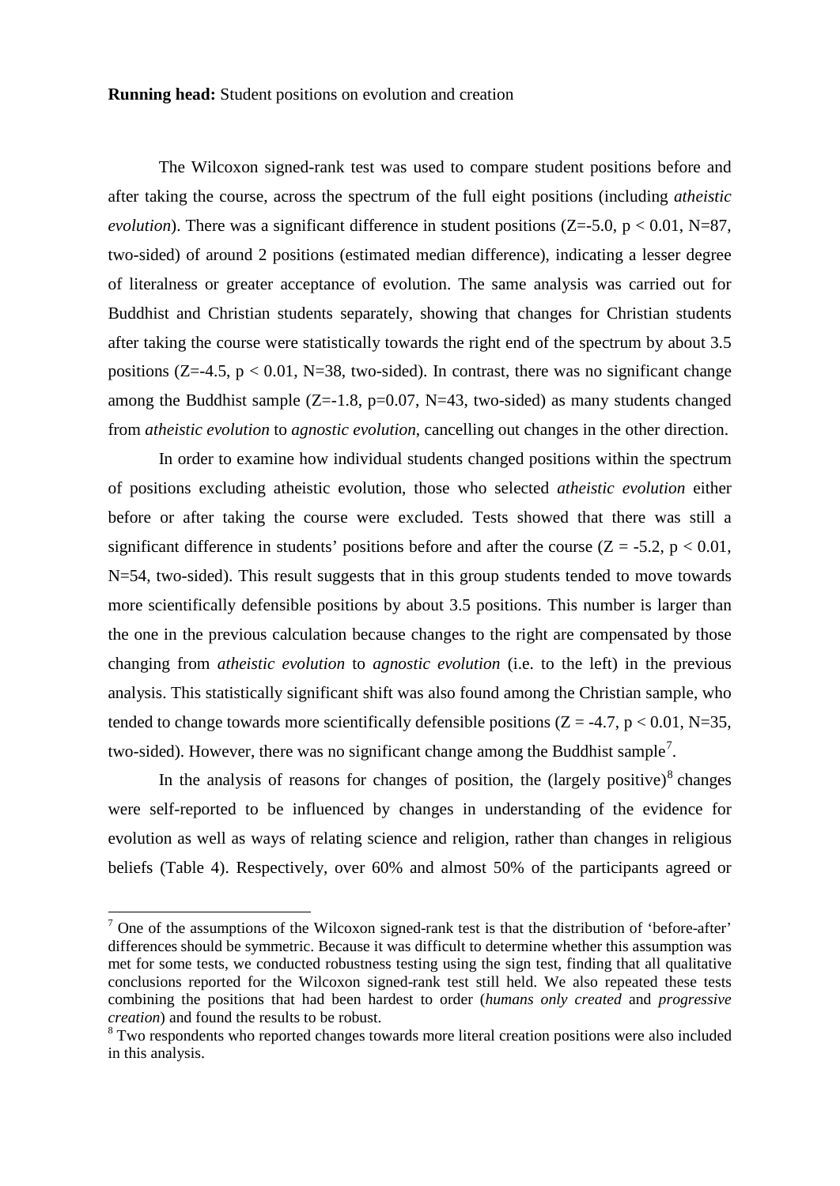The Wilcoxon signed-rank test was used to compare student positions before and after taking the course, across the spectrum of the full eight positions (including *atheistic evolution*). There was a significant difference in student positions ($Z=-5.0$, $p < 0.01$, $N=87$, two-sided) of around 2 positions (estimated median difference), indicating a lesser degree of literalness or greater acceptance of evolution. The same analysis was carried out for Buddhist and Christian students separately, showing that changes for Christian students after taking the course were statistically towards the right end of the spectrum by about 3.5 positions ($Z=-4.5$, $p < 0.01$, $N=38$, two-sided). In contrast, there was no significant change among the Buddhist sample ($Z=-1.8$, $p=0.07$, $N=43$, two-sided) as many students changed from *atheistic evolution* to *agnostic evolution*, cancelling out changes in the other direction.

In order to examine how individual students changed positions within the spectrum of positions excluding atheistic evolution, those who selected *atheistic evolution* either before or after taking the course were excluded. Tests showed that there was still a significant difference in students' positions before and after the course ($Z = -5.2$, $p < 0.01$, $N=54$, two-sided). This result suggests that in this group students tended to move towards more scientifically defensible positions by about 3.5 positions. This number is larger than the one in the previous calculation because changes to the right are compensated by those changing from *atheistic evolution* to *agnostic evolution* (i.e. to the left) in the previous analysis. This statistically significant shift was also found among the Christian sample, who tended to change towards more scientifically defensible positions ($Z = -4.7$, $p < 0.01$, $N=35$, two-sided). However, there was no significant change among the Buddhist sample[7].

In the analysis of reasons for changes of position, the (largely positive)[8] changes were self-reported to be influenced by changes in understanding of the evidence for evolution as well as ways of relating science and religion, rather than changes in religious beliefs (Table 4). Respectively, over 60% and almost 50% of the participants agreed or

---

[7] One of the assumptions of the Wilcoxon signed-rank test is that the distribution of 'before-after' differences should be symmetric. Because it was difficult to determine whether this assumption was met for some tests, we conducted robustness testing using the sign test, finding that all qualitative conclusions reported for the Wilcoxon signed-rank test still held. We also repeated these tests combining the positions that had been hardest to order (*humans only created* and *progressive creation*) and found the results to be robust.

[8] Two respondents who reported changes towards more literal creation positions were also included in this analysis.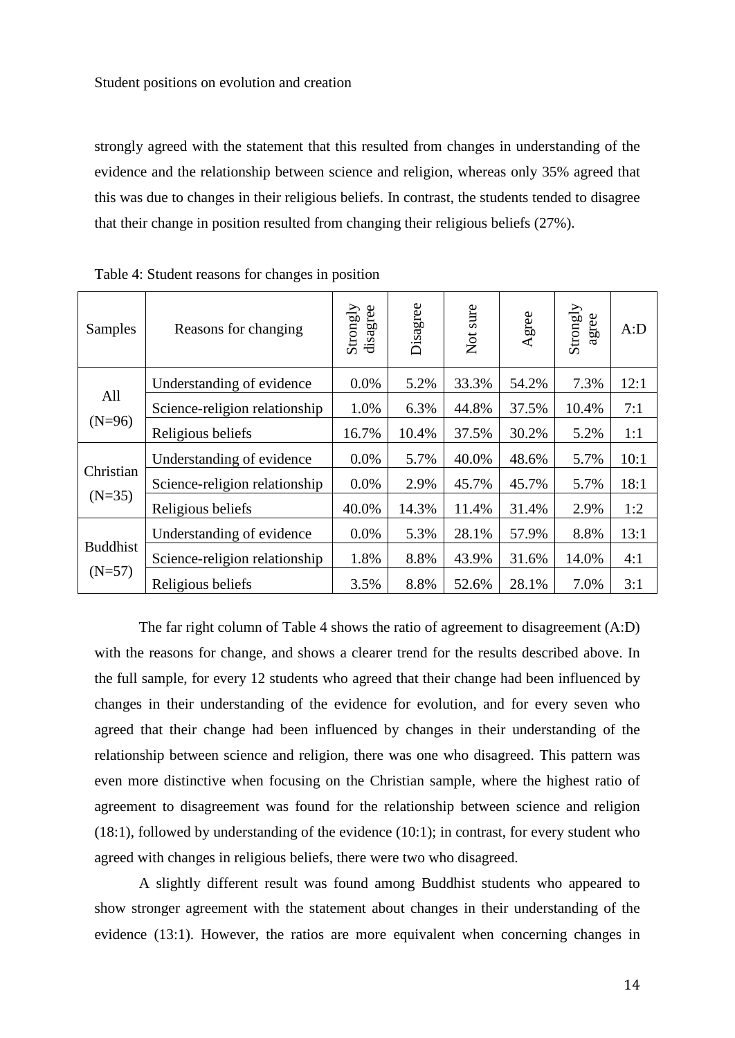strongly agreed with the statement that this resulted from changes in understanding of the evidence and the relationship between science and religion, whereas only 35% agreed that this was due to changes in their religious beliefs. In contrast, the students tended to disagree that their change in position resulted from changing their religious beliefs (27%).

Table 4: Student reasons for changes in position

| Samples | Reasons for changing | Strongly disagree | Disagree | Not sure | Agree | Strongly agree | A:D |
|---|---|---|---|---|---|---|---|
| All (N=96) | Understanding of evidence | 0.0% | 5.2% | 33.3% | 54.2% | 7.3% | 12:1 |
| | Science-religion relationship | 1.0% | 6.3% | 44.8% | 37.5% | 10.4% | 7:1 |
| | Religious beliefs | 16.7% | 10.4% | 37.5% | 30.2% | 5.2% | 1:1 |
| Christian (N=35) | Understanding of evidence | 0.0% | 5.7% | 40.0% | 48.6% | 5.7% | 10:1 |
| | Science-religion relationship | 0.0% | 2.9% | 45.7% | 45.7% | 5.7% | 18:1 |
| | Religious beliefs | 40.0% | 14.3% | 11.4% | 31.4% | 2.9% | 1:2 |
| Buddhist (N=57) | Understanding of evidence | 0.0% | 5.3% | 28.1% | 57.9% | 8.8% | 13:1 |
| | Science-religion relationship | 1.8% | 8.8% | 43.9% | 31.6% | 14.0% | 4:1 |
| | Religious beliefs | 3.5% | 8.8% | 52.6% | 28.1% | 7.0% | 3:1 |

The far right column of Table 4 shows the ratio of agreement to disagreement (A:D) with the reasons for change, and shows a clearer trend for the results described above. In the full sample, for every 12 students who agreed that their change had been influenced by changes in their understanding of the evidence for evolution, and for every seven who agreed that their change had been influenced by changes in their understanding of the relationship between science and religion, there was one who disagreed. This pattern was even more distinctive when focusing on the Christian sample, where the highest ratio of agreement to disagreement was found for the relationship between science and religion (18:1), followed by understanding of the evidence (10:1); in contrast, for every student who agreed with changes in religious beliefs, there were two who disagreed.

A slightly different result was found among Buddhist students who appeared to show stronger agreement with the statement about changes in their understanding of the evidence (13:1). However, the ratios are more equivalent when concerning changes in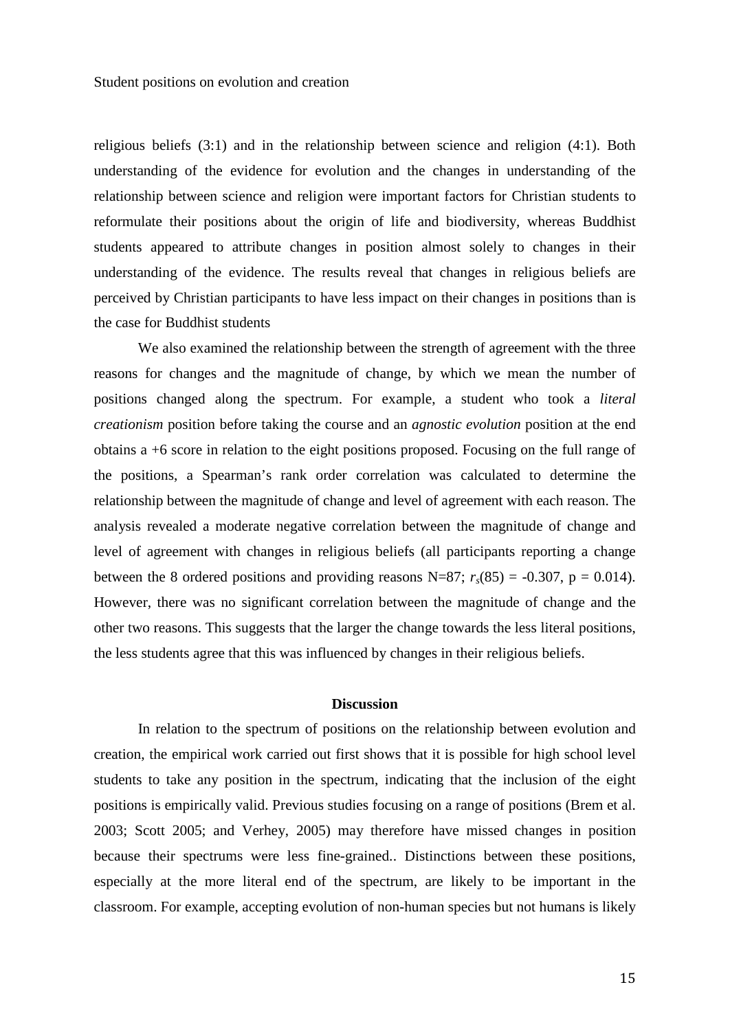religious beliefs (3:1) and in the relationship between science and religion (4:1). Both understanding of the evidence for evolution and the changes in understanding of the relationship between science and religion were important factors for Christian students to reformulate their positions about the origin of life and biodiversity, whereas Buddhist students appeared to attribute changes in position almost solely to changes in their understanding of the evidence. The results reveal that changes in religious beliefs are perceived by Christian participants to have less impact on their changes in positions than is the case for Buddhist students

We also examined the relationship between the strength of agreement with the three reasons for changes and the magnitude of change, by which we mean the number of positions changed along the spectrum. For example, a student who took a *literal creationism* position before taking the course and an *agnostic evolution* position at the end obtains a +6 score in relation to the eight positions proposed. Focusing on the full range of the positions, a Spearman's rank order correlation was calculated to determine the relationship between the magnitude of change and level of agreement with each reason. The analysis revealed a moderate negative correlation between the magnitude of change and level of agreement with changes in religious beliefs (all participants reporting a change between the 8 ordered positions and providing reasons N=87; $r_s(85) = -0.307$, $p = 0.014$). However, there was no significant correlation between the magnitude of change and the other two reasons. This suggests that the larger the change towards the less literal positions, the less students agree that this was influenced by changes in their religious beliefs.

## Discussion

In relation to the spectrum of positions on the relationship between evolution and creation, the empirical work carried out first shows that it is possible for high school level students to take any position in the spectrum, indicating that the inclusion of the eight positions is empirically valid. Previous studies focusing on a range of positions (Brem et al. 2003; Scott 2005; and Verhey, 2005) may therefore have missed changes in position because their spectrums were less fine-grained.. Distinctions between these positions, especially at the more literal end of the spectrum, are likely to be important in the classroom. For example, accepting evolution of non-human species but not humans is likely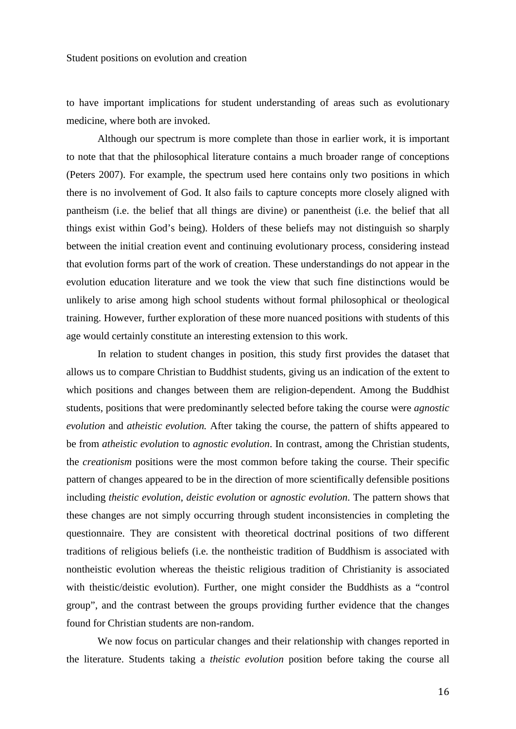to have important implications for student understanding of areas such as evolutionary medicine, where both are invoked.

Although our spectrum is more complete than those in earlier work, it is important to note that that the philosophical literature contains a much broader range of conceptions (Peters 2007). For example, the spectrum used here contains only two positions in which there is no involvement of God. It also fails to capture concepts more closely aligned with pantheism (i.e. the belief that all things are divine) or panentheist (i.e. the belief that all things exist within God's being). Holders of these beliefs may not distinguish so sharply between the initial creation event and continuing evolutionary process, considering instead that evolution forms part of the work of creation. These understandings do not appear in the evolution education literature and we took the view that such fine distinctions would be unlikely to arise among high school students without formal philosophical or theological training. However, further exploration of these more nuanced positions with students of this age would certainly constitute an interesting extension to this work.

In relation to student changes in position, this study first provides the dataset that allows us to compare Christian to Buddhist students, giving us an indication of the extent to which positions and changes between them are religion-dependent. Among the Buddhist students, positions that were predominantly selected before taking the course were *agnostic evolution* and *atheistic evolution.* After taking the course, the pattern of shifts appeared to be from *atheistic evolution* to *agnostic evolution*. In contrast, among the Christian students, the *creationism* positions were the most common before taking the course. Their specific pattern of changes appeared to be in the direction of more scientifically defensible positions including *theistic evolution*, *deistic evolution* or *agnostic evolution*. The pattern shows that these changes are not simply occurring through student inconsistencies in completing the questionnaire. They are consistent with theoretical doctrinal positions of two different traditions of religious beliefs (i.e. the nontheistic tradition of Buddhism is associated with nontheistic evolution whereas the theistic religious tradition of Christianity is associated with theistic/deistic evolution). Further, one might consider the Buddhists as a "control group", and the contrast between the groups providing further evidence that the changes found for Christian students are non-random.

We now focus on particular changes and their relationship with changes reported in the literature. Students taking a *theistic evolution* position before taking the course all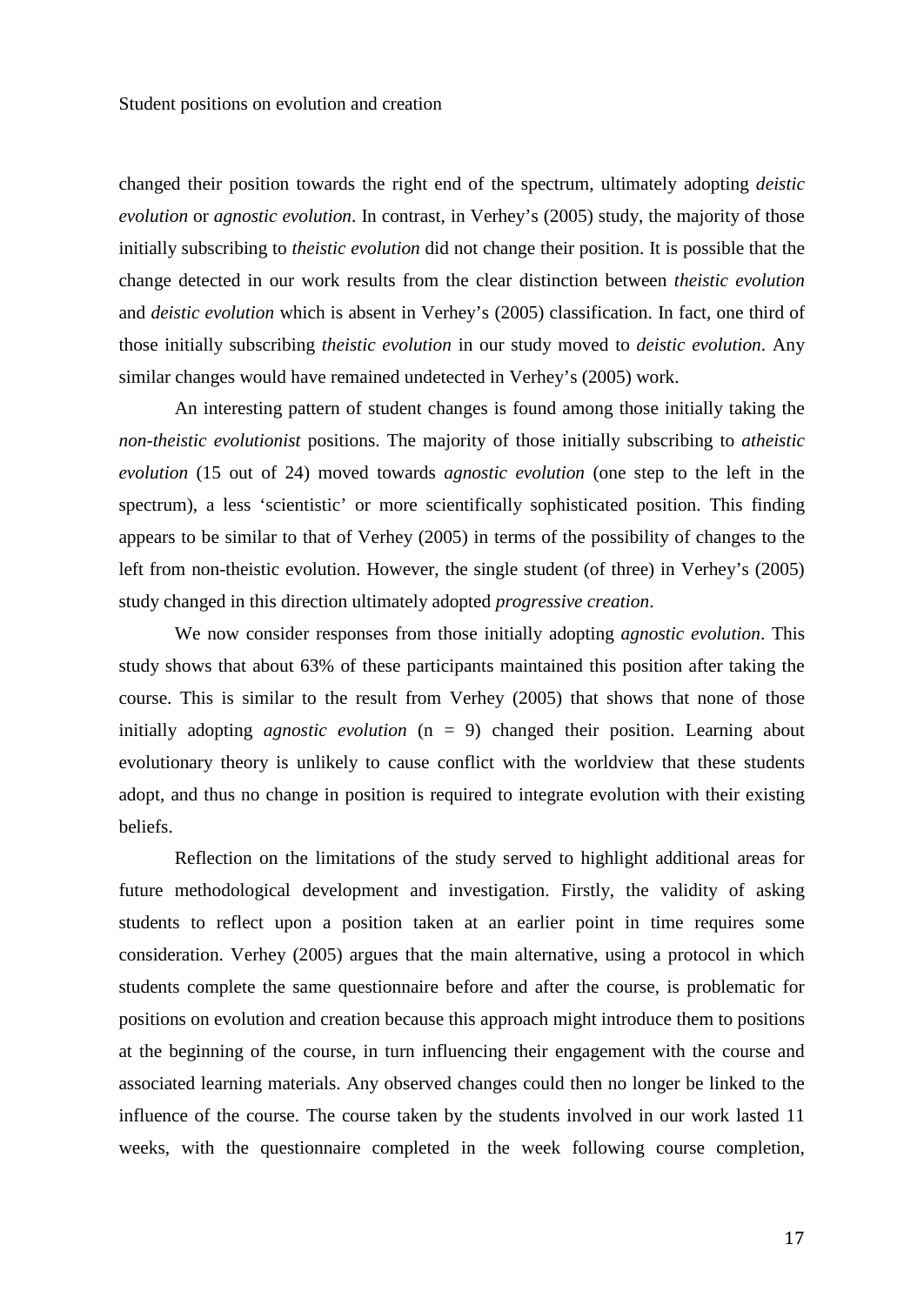changed their position towards the right end of the spectrum, ultimately adopting *deistic evolution* or *agnostic evolution*. In contrast, in Verhey's (2005) study, the majority of those initially subscribing to *theistic evolution* did not change their position. It is possible that the change detected in our work results from the clear distinction between *theistic evolution* and *deistic evolution* which is absent in Verhey's (2005) classification. In fact, one third of those initially subscribing *theistic evolution* in our study moved to *deistic evolution*. Any similar changes would have remained undetected in Verhey's (2005) work.

An interesting pattern of student changes is found among those initially taking the *non-theistic evolutionist* positions. The majority of those initially subscribing to *atheistic evolution* (15 out of 24) moved towards *agnostic evolution* (one step to the left in the spectrum), a less 'scientistic' or more scientifically sophisticated position. This finding appears to be similar to that of Verhey (2005) in terms of the possibility of changes to the left from non-theistic evolution. However, the single student (of three) in Verhey's (2005) study changed in this direction ultimately adopted *progressive creation*.

We now consider responses from those initially adopting *agnostic evolution*. This study shows that about 63% of these participants maintained this position after taking the course. This is similar to the result from Verhey (2005) that shows that none of those initially adopting *agnostic evolution* (n = 9) changed their position. Learning about evolutionary theory is unlikely to cause conflict with the worldview that these students adopt, and thus no change in position is required to integrate evolution with their existing beliefs.

Reflection on the limitations of the study served to highlight additional areas for future methodological development and investigation. Firstly, the validity of asking students to reflect upon a position taken at an earlier point in time requires some consideration. Verhey (2005) argues that the main alternative, using a protocol in which students complete the same questionnaire before and after the course, is problematic for positions on evolution and creation because this approach might introduce them to positions at the beginning of the course, in turn influencing their engagement with the course and associated learning materials. Any observed changes could then no longer be linked to the influence of the course. The course taken by the students involved in our work lasted 11 weeks, with the questionnaire completed in the week following course completion,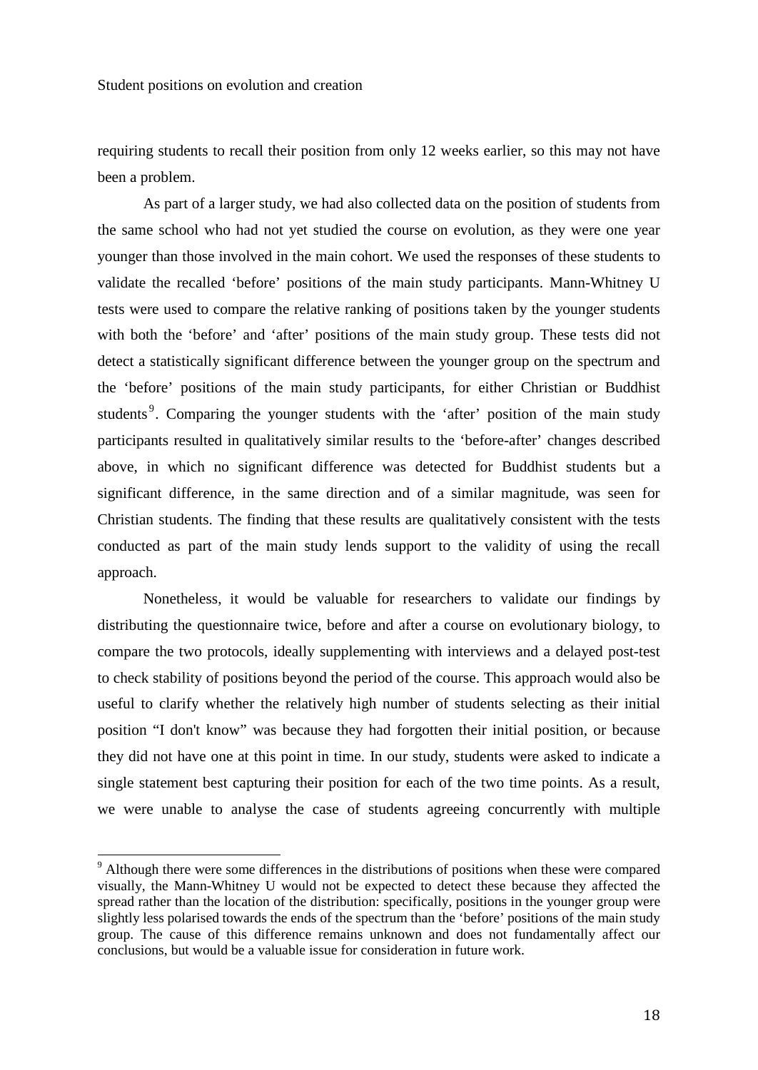requiring students to recall their position from only 12 weeks earlier, so this may not have been a problem.

As part of a larger study, we had also collected data on the position of students from the same school who had not yet studied the course on evolution, as they were one year younger than those involved in the main cohort. We used the responses of these students to validate the recalled 'before' positions of the main study participants. Mann-Whitney U tests were used to compare the relative ranking of positions taken by the younger students with both the 'before' and 'after' positions of the main study group. These tests did not detect a statistically significant difference between the younger group on the spectrum and the 'before' positions of the main study participants, for either Christian or Buddhist students[9]. Comparing the younger students with the 'after' position of the main study participants resulted in qualitatively similar results to the 'before-after' changes described above, in which no significant difference was detected for Buddhist students but a significant difference, in the same direction and of a similar magnitude, was seen for Christian students. The finding that these results are qualitatively consistent with the tests conducted as part of the main study lends support to the validity of using the recall approach.

Nonetheless, it would be valuable for researchers to validate our findings by distributing the questionnaire twice, before and after a course on evolutionary biology, to compare the two protocols, ideally supplementing with interviews and a delayed post-test to check stability of positions beyond the period of the course. This approach would also be useful to clarify whether the relatively high number of students selecting as their initial position "I don't know" was because they had forgotten their initial position, or because they did not have one at this point in time. In our study, students were asked to indicate a single statement best capturing their position for each of the two time points. As a result, we were unable to analyse the case of students agreeing concurrently with multiple

---

[9] Although there were some differences in the distributions of positions when these were compared visually, the Mann-Whitney U would not be expected to detect these because they affected the spread rather than the location of the distribution: specifically, positions in the younger group were slightly less polarised towards the ends of the spectrum than the 'before' positions of the main study group. The cause of this difference remains unknown and does not fundamentally affect our conclusions, but would be a valuable issue for consideration in future work.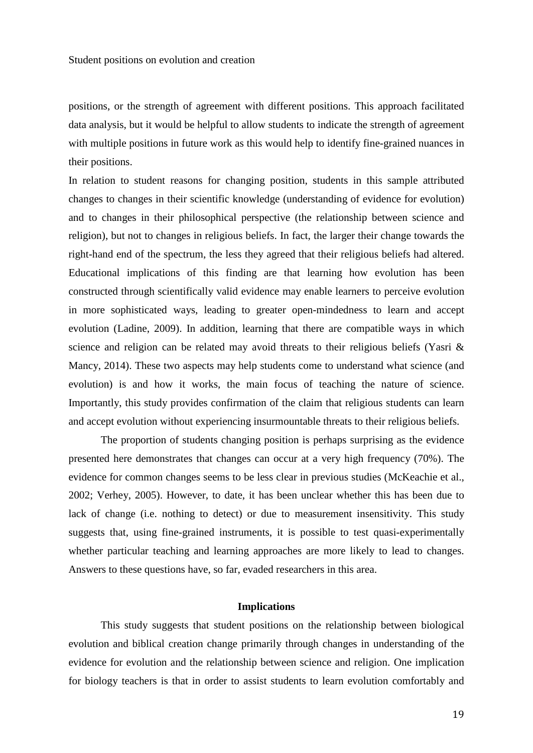positions, or the strength of agreement with different positions. This approach facilitated data analysis, but it would be helpful to allow students to indicate the strength of agreement with multiple positions in future work as this would help to identify fine-grained nuances in their positions.

In relation to student reasons for changing position, students in this sample attributed changes to changes in their scientific knowledge (understanding of evidence for evolution) and to changes in their philosophical perspective (the relationship between science and religion), but not to changes in religious beliefs. In fact, the larger their change towards the right-hand end of the spectrum, the less they agreed that their religious beliefs had altered. Educational implications of this finding are that learning how evolution has been constructed through scientifically valid evidence may enable learners to perceive evolution in more sophisticated ways, leading to greater open-mindedness to learn and accept evolution (Ladine, 2009). In addition, learning that there are compatible ways in which science and religion can be related may avoid threats to their religious beliefs (Yasri & Mancy, 2014). These two aspects may help students come to understand what science (and evolution) is and how it works, the main focus of teaching the nature of science. Importantly, this study provides confirmation of the claim that religious students can learn and accept evolution without experiencing insurmountable threats to their religious beliefs.

The proportion of students changing position is perhaps surprising as the evidence presented here demonstrates that changes can occur at a very high frequency (70%). The evidence for common changes seems to be less clear in previous studies (McKeachie et al., 2002; Verhey, 2005). However, to date, it has been unclear whether this has been due to lack of change (i.e. nothing to detect) or due to measurement insensitivity. This study suggests that, using fine-grained instruments, it is possible to test quasi-experimentally whether particular teaching and learning approaches are more likely to lead to changes. Answers to these questions have, so far, evaded researchers in this area.

## Implications

This study suggests that student positions on the relationship between biological evolution and biblical creation change primarily through changes in understanding of the evidence for evolution and the relationship between science and religion. One implication for biology teachers is that in order to assist students to learn evolution comfortably and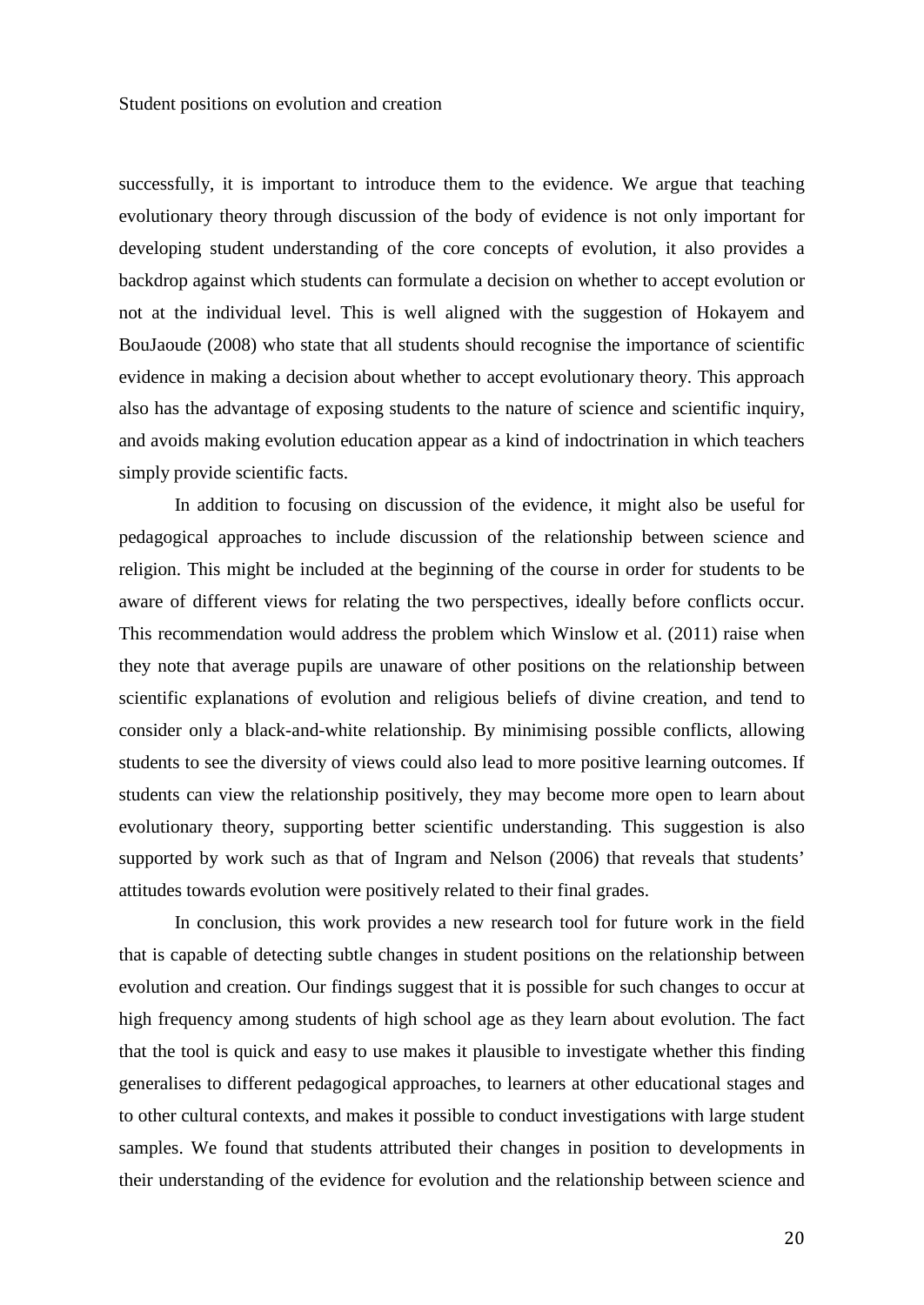successfully, it is important to introduce them to the evidence. We argue that teaching evolutionary theory through discussion of the body of evidence is not only important for developing student understanding of the core concepts of evolution, it also provides a backdrop against which students can formulate a decision on whether to accept evolution or not at the individual level. This is well aligned with the suggestion of Hokayem and BouJaoude (2008) who state that all students should recognise the importance of scientific evidence in making a decision about whether to accept evolutionary theory. This approach also has the advantage of exposing students to the nature of science and scientific inquiry, and avoids making evolution education appear as a kind of indoctrination in which teachers simply provide scientific facts.

In addition to focusing on discussion of the evidence, it might also be useful for pedagogical approaches to include discussion of the relationship between science and religion. This might be included at the beginning of the course in order for students to be aware of different views for relating the two perspectives, ideally before conflicts occur. This recommendation would address the problem which Winslow et al. (2011) raise when they note that average pupils are unaware of other positions on the relationship between scientific explanations of evolution and religious beliefs of divine creation, and tend to consider only a black-and-white relationship. By minimising possible conflicts, allowing students to see the diversity of views could also lead to more positive learning outcomes. If students can view the relationship positively, they may become more open to learn about evolutionary theory, supporting better scientific understanding. This suggestion is also supported by work such as that of Ingram and Nelson (2006) that reveals that students' attitudes towards evolution were positively related to their final grades.

In conclusion, this work provides a new research tool for future work in the field that is capable of detecting subtle changes in student positions on the relationship between evolution and creation. Our findings suggest that it is possible for such changes to occur at high frequency among students of high school age as they learn about evolution. The fact that the tool is quick and easy to use makes it plausible to investigate whether this finding generalises to different pedagogical approaches, to learners at other educational stages and to other cultural contexts, and makes it possible to conduct investigations with large student samples. We found that students attributed their changes in position to developments in their understanding of the evidence for evolution and the relationship between science and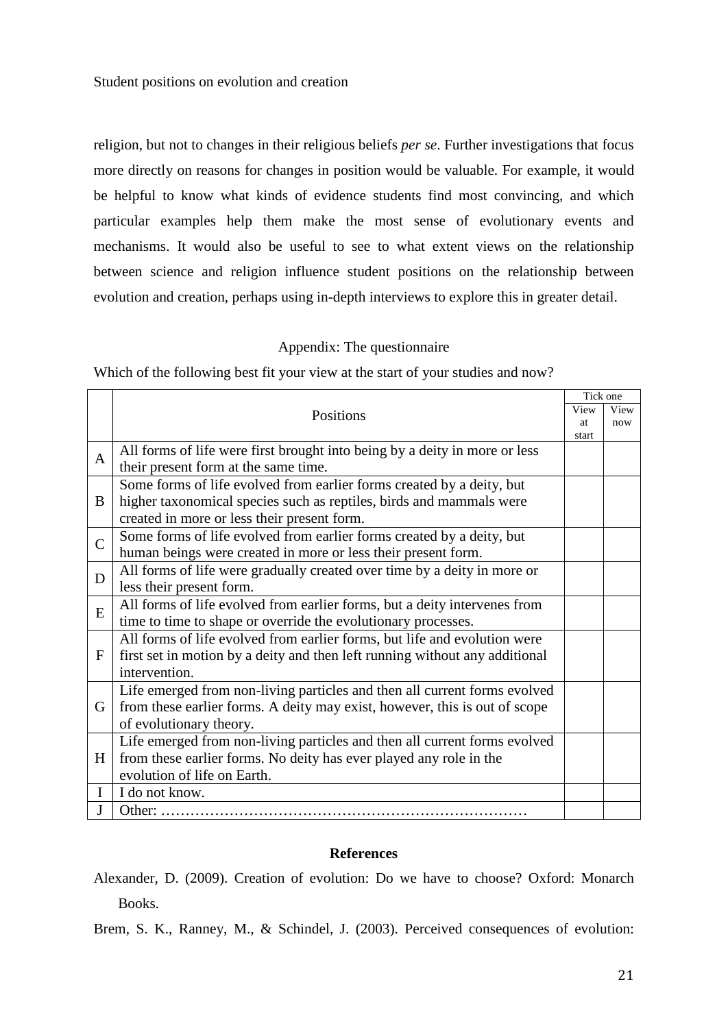religion, but not to changes in their religious beliefs *per se*. Further investigations that focus more directly on reasons for changes in position would be valuable. For example, it would be helpful to know what kinds of evidence students find most convincing, and which particular examples help them make the most sense of evolutionary events and mechanisms. It would also be useful to see to what extent views on the relationship between science and religion influence student positions on the relationship between evolution and creation, perhaps using in-depth interviews to explore this in greater detail.

## Appendix: The questionnaire

Which of the following best fit your view at the start of your studies and now?

| | Positions | Tick one | |
|---|---|---|---|
| | | View at start | View now |
| A | All forms of life were first brought into being by a deity in more or less their present form at the same time. | | |
| B | Some forms of life evolved from earlier forms created by a deity, but higher taxonomical species such as reptiles, birds and mammals were created in more or less their present form. | | |
| C | Some forms of life evolved from earlier forms created by a deity, but human beings were created in more or less their present form. | | |
| D | All forms of life were gradually created over time by a deity in more or less their present form. | | |
| E | All forms of life evolved from earlier forms, but a deity intervenes from time to time to shape or override the evolutionary processes. | | |
| F | All forms of life evolved from earlier forms, but life and evolution were first set in motion by a deity and then left running without any additional intervention. | | |
| G | Life emerged from non-living particles and then all current forms evolved from these earlier forms. A deity may exist, however, this is out of scope of evolutionary theory. | | |
| H | Life emerged from non-living particles and then all current forms evolved from these earlier forms. No deity has ever played any role in the evolution of life on Earth. | | |
| I | I do not know. | | |
| J | Other: ………………………………………………………………… | | |

## References

Alexander, D. (2009). Creation of evolution: Do we have to choose? Oxford: Monarch Books.

Brem, S. K., Ranney, M., & Schindel, J. (2003). Perceived consequences of evolution: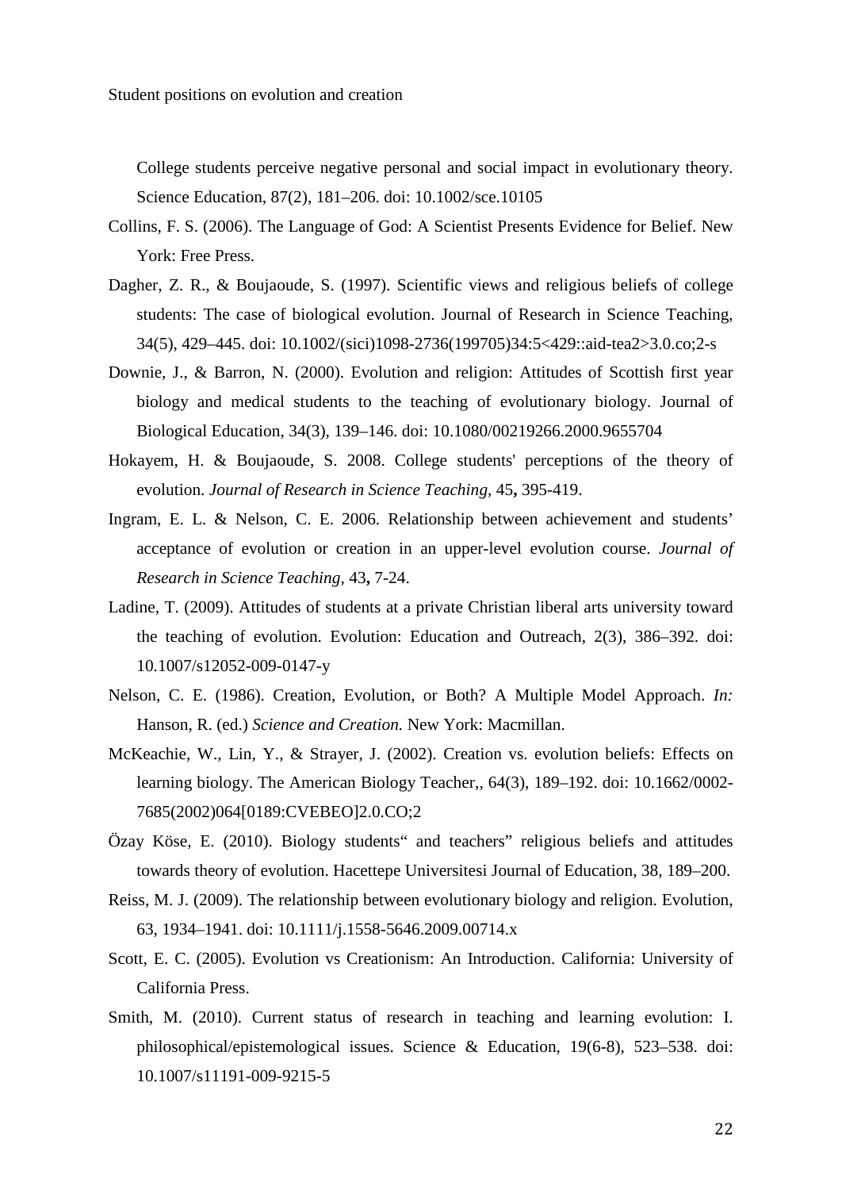College students perceive negative personal and social impact in evolutionary theory. Science Education, 87(2), 181–206. doi: 10.1002/sce.10105

Collins, F. S. (2006). The Language of God: A Scientist Presents Evidence for Belief. New York: Free Press.

Dagher, Z. R., & Boujaoude, S. (1997). Scientific views and religious beliefs of college students: The case of biological evolution. Journal of Research in Science Teaching, 34(5), 429–445. doi: 10.1002/(sici)1098-2736(199705)34:5<429::aid-tea2>3.0.co;2-s

Downie, J., & Barron, N. (2000). Evolution and religion: Attitudes of Scottish first year biology and medical students to the teaching of evolutionary biology. Journal of Biological Education, 34(3), 139–146. doi: 10.1080/00219266.2000.9655704

Hokayem, H. & Boujaoude, S. 2008. College students' perceptions of the theory of evolution. *Journal of Research in Science Teaching,* 45**,** 395-419.

Ingram, E. L. & Nelson, C. E. 2006. Relationship between achievement and students' acceptance of evolution or creation in an upper-level evolution course. *Journal of Research in Science Teaching,* 43**,** 7-24.

Ladine, T. (2009). Attitudes of students at a private Christian liberal arts university toward the teaching of evolution. Evolution: Education and Outreach, 2(3), 386–392. doi: 10.1007/s12052-009-0147-y

Nelson, C. E. (1986). Creation, Evolution, or Both? A Multiple Model Approach. *In:* Hanson, R. (ed.) *Science and Creation.* New York: Macmillan.

McKeachie, W., Lin, Y., & Strayer, J. (2002). Creation vs. evolution beliefs: Effects on learning biology. The American Biology Teacher,, 64(3), 189–192. doi: 10.1662/0002-7685(2002)064[0189:CVEBEO]2.0.CO;2

Özay Köse, E. (2010). Biology students" and teachers" religious beliefs and attitudes towards theory of evolution. Hacettepe Universitesi Journal of Education, 38, 189–200.

Reiss, M. J. (2009). The relationship between evolutionary biology and religion. Evolution, 63, 1934–1941. doi: 10.1111/j.1558-5646.2009.00714.x

Scott, E. C. (2005). Evolution vs Creationism: An Introduction. California: University of California Press.

Smith, M. (2010). Current status of research in teaching and learning evolution: I. philosophical/epistemological issues. Science & Education, 19(6-8), 523–538. doi: 10.1007/s11191-009-9215-5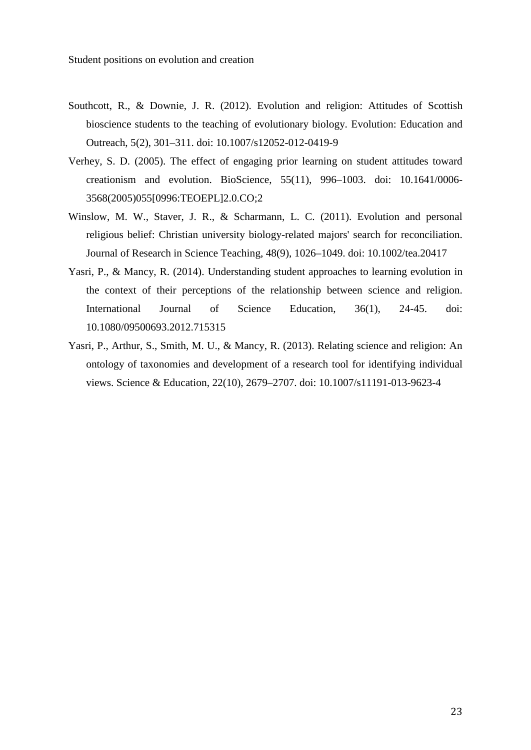Southcott, R., & Downie, J. R. (2012). Evolution and religion: Attitudes of Scottish bioscience students to the teaching of evolutionary biology. Evolution: Education and Outreach, 5(2), 301–311. doi: 10.1007/s12052-012-0419-9

Verhey, S. D. (2005). The effect of engaging prior learning on student attitudes toward creationism and evolution. BioScience, 55(11), 996–1003. doi: 10.1641/0006-3568(2005)055[0996:TEOEPL]2.0.CO;2

Winslow, M. W., Staver, J. R., & Scharmann, L. C. (2011). Evolution and personal religious belief: Christian university biology-related majors' search for reconciliation. Journal of Research in Science Teaching, 48(9), 1026–1049. doi: 10.1002/tea.20417

Yasri, P., & Mancy, R. (2014). Understanding student approaches to learning evolution in the context of their perceptions of the relationship between science and religion. International Journal of Science Education, 36(1), 24-45. doi: 10.1080/09500693.2012.715315

Yasri, P., Arthur, S., Smith, M. U., & Mancy, R. (2013). Relating science and religion: An ontology of taxonomies and development of a research tool for identifying individual views. Science & Education, 22(10), 2679–2707. doi: 10.1007/s11191-013-9623-4